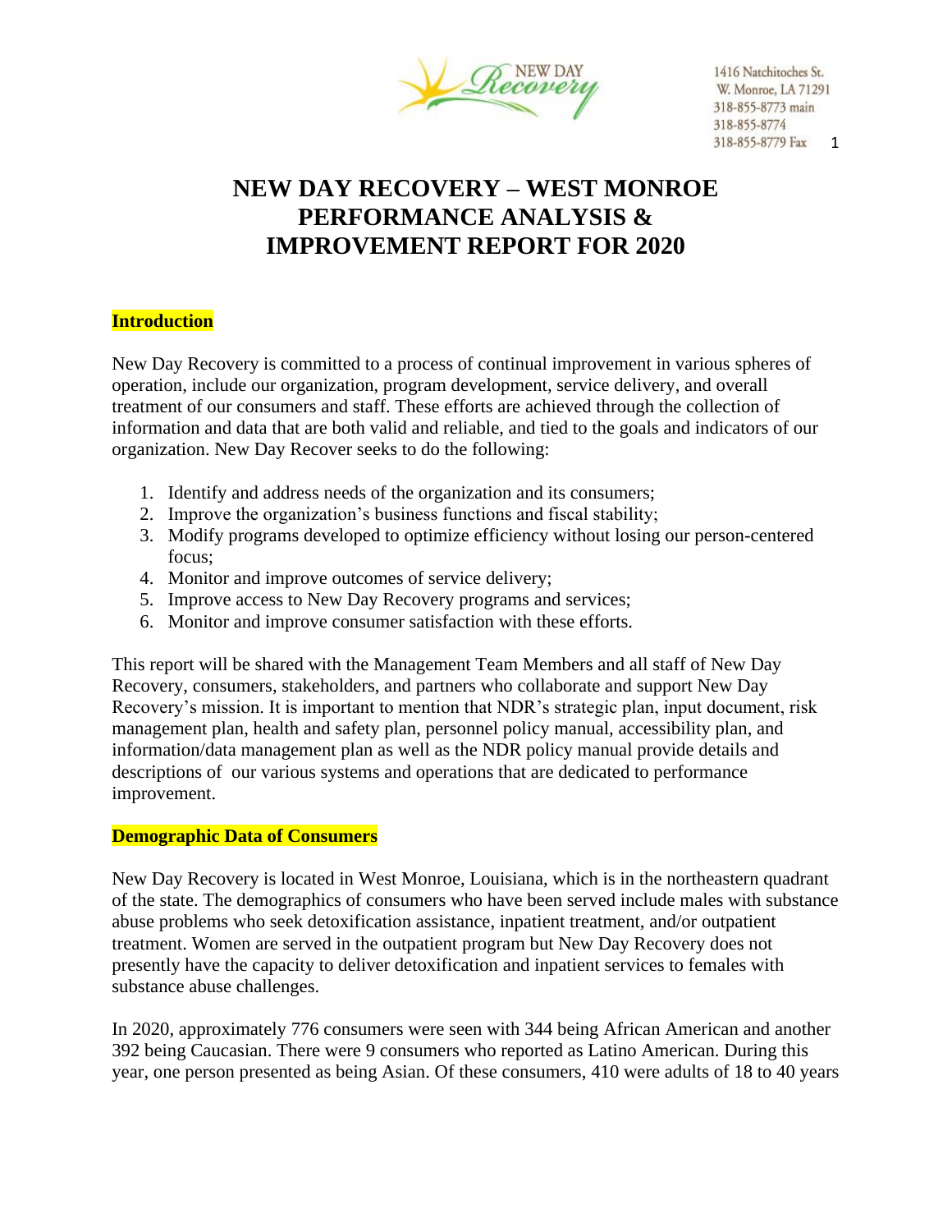# NEW DAY RECOVERY – WEST MONROE PERFORMANCE ANALYSIS & IMPROVEMENT REPORT FOR 2020

## Introduction

New Day Recovery is committed to a process of continual improvement in various spheres of operation, include our organization, program development, service delivery, and overall treatment of our consumers and staff. These efforts are achieved through the collection of information and data that are both valid and reliable, and tied to the goals and indicators of our organization. New Day Recover seeks to do the following:

1. Identify and address needs of the organization and its consumers;
2. Improve the organization's business functions and fiscal stability;
3. Modify programs developed to optimize efficiency without losing our person-centered focus;
4. Monitor and improve outcomes of service delivery;
5. Improve access to New Day Recovery programs and services;
6. Monitor and improve consumer satisfaction with these efforts.

This report will be shared with the Management Team Members and all staff of New Day Recovery, consumers, stakeholders, and partners who collaborate and support New Day Recovery's mission. It is important to mention that NDR's strategic plan, input document, risk management plan, health and safety plan, personnel policy manual, accessibility plan, and information/data management plan as well as the NDR policy manual provide details and descriptions of our various systems and operations that are dedicated to performance improvement.

## Demographic Data of Consumers

New Day Recovery is located in West Monroe, Louisiana, which is in the northeastern quadrant of the state. The demographics of consumers who have been served include males with substance abuse problems who seek detoxification assistance, inpatient treatment, and/or outpatient treatment. Women are served in the outpatient program but New Day Recovery does not presently have the capacity to deliver detoxification and inpatient services to females with substance abuse challenges.

In 2020, approximately 776 consumers were seen with 344 being African American and another 392 being Caucasian. There were 9 consumers who reported as Latino American. During this year, one person presented as being Asian. Of these consumers, 410 were adults of 18 to 40 years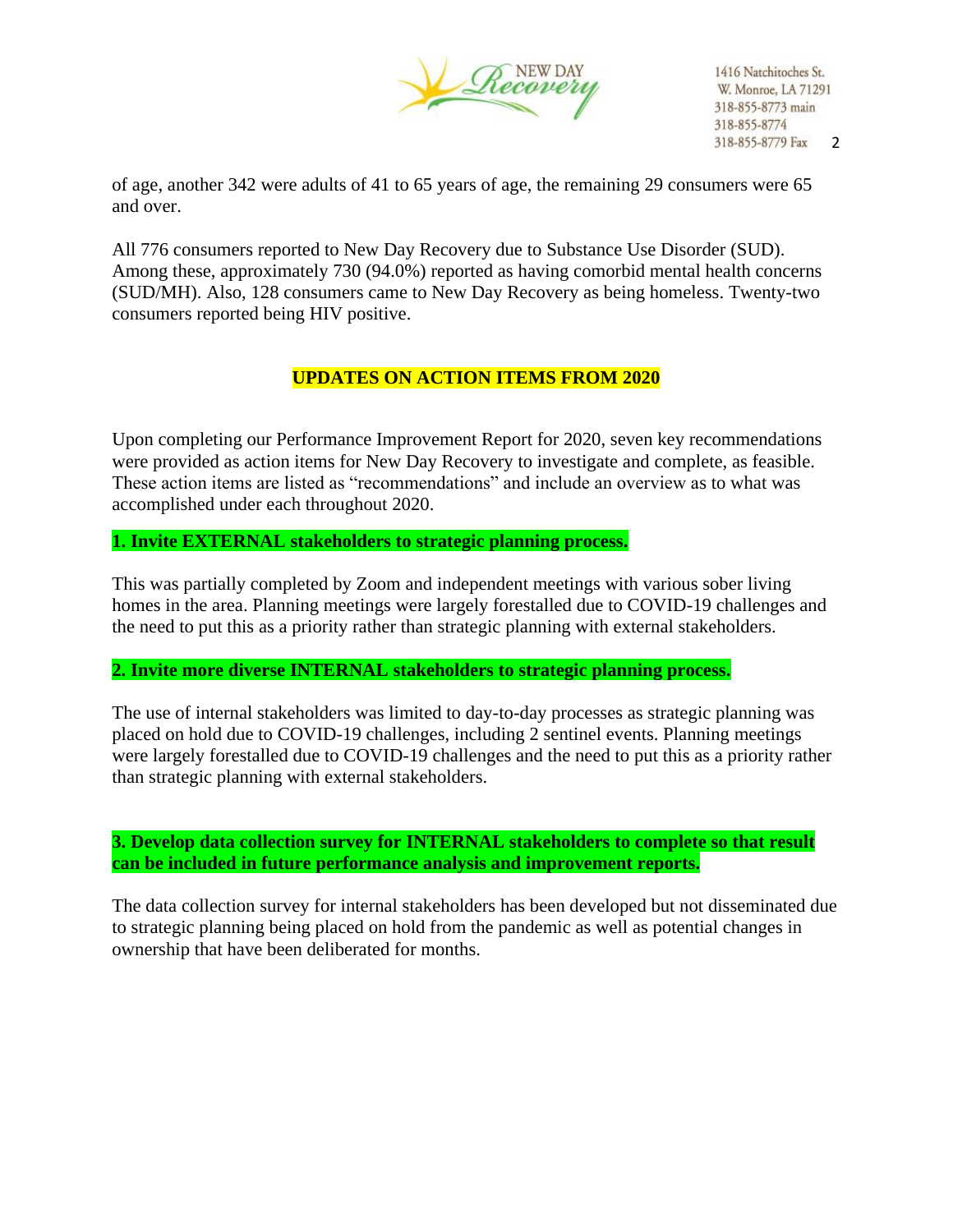of age, another 342 were adults of 41 to 65 years of age, the remaining 29 consumers were 65 and over.

All 776 consumers reported to New Day Recovery due to Substance Use Disorder (SUD). Among these, approximately 730 (94.0%) reported as having comorbid mental health concerns (SUD/MH). Also, 128 consumers came to New Day Recovery as being homeless. Twenty-two consumers reported being HIV positive.

## UPDATES ON ACTION ITEMS FROM 2020

Upon completing our Performance Improvement Report for 2020, seven key recommendations were provided as action items for New Day Recovery to investigate and complete, as feasible. These action items are listed as "recommendations" and include an overview as to what was accomplished under each throughout 2020.

**1. Invite EXTERNAL stakeholders to strategic planning process.**

This was partially completed by Zoom and independent meetings with various sober living homes in the area. Planning meetings were largely forestalled due to COVID-19 challenges and the need to put this as a priority rather than strategic planning with external stakeholders.

**2. Invite more diverse INTERNAL stakeholders to strategic planning process.**

The use of internal stakeholders was limited to day-to-day processes as strategic planning was placed on hold due to COVID-19 challenges, including 2 sentinel events. Planning meetings were largely forestalled due to COVID-19 challenges and the need to put this as a priority rather than strategic planning with external stakeholders.

**3. Develop data collection survey for INTERNAL stakeholders to complete so that result can be included in future performance analysis and improvement reports.**

The data collection survey for internal stakeholders has been developed but not disseminated due to strategic planning being placed on hold from the pandemic as well as potential changes in ownership that have been deliberated for months.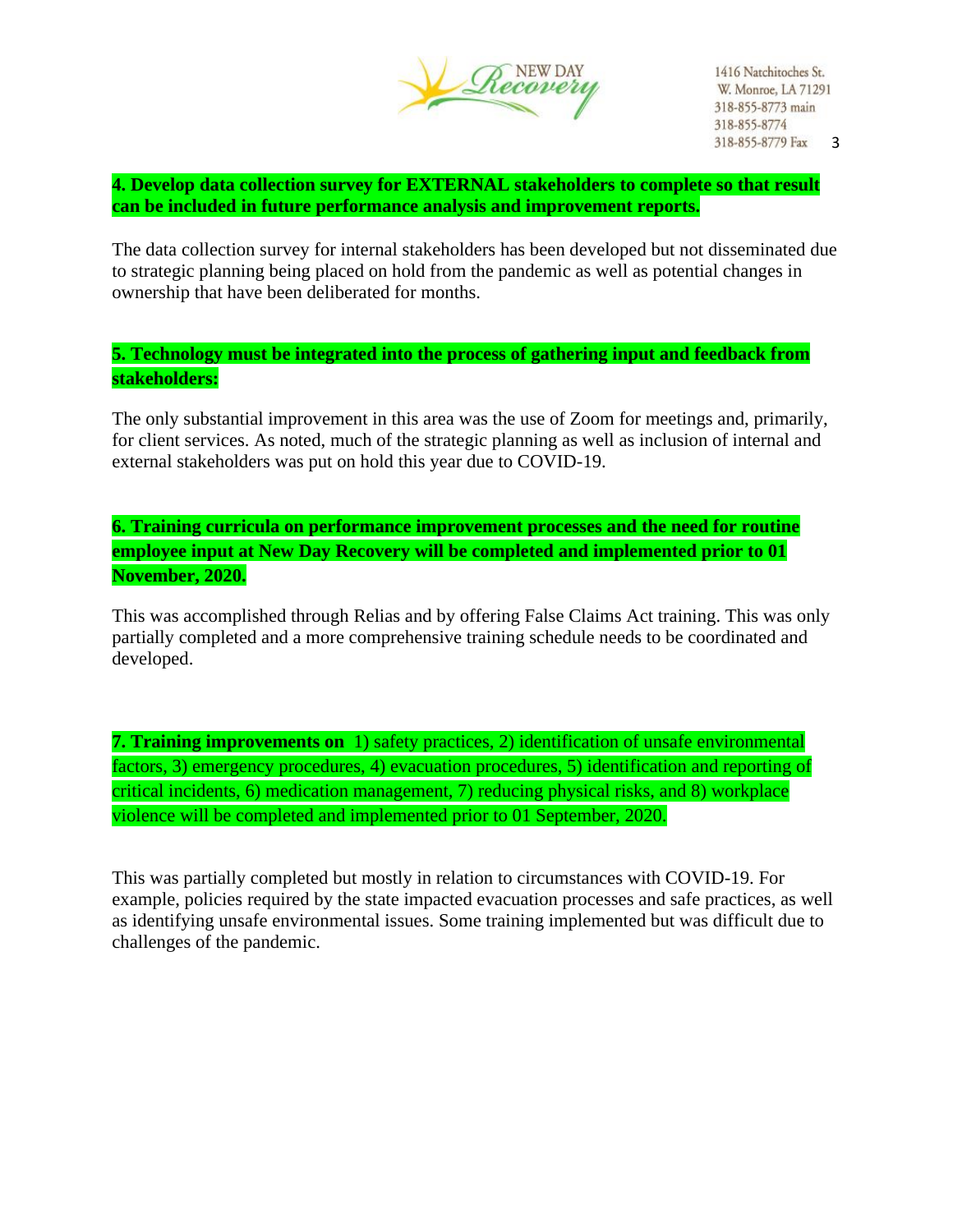**4. Develop data collection survey for EXTERNAL stakeholders to complete so that result can be included in future performance analysis and improvement reports.**

The data collection survey for internal stakeholders has been developed but not disseminated due to strategic planning being placed on hold from the pandemic as well as potential changes in ownership that have been deliberated for months.

**5. Technology must be integrated into the process of gathering input and feedback from stakeholders:**

The only substantial improvement in this area was the use of Zoom for meetings and, primarily, for client services. As noted, much of the strategic planning as well as inclusion of internal and external stakeholders was put on hold this year due to COVID-19.

**6. Training curricula on performance improvement processes and the need for routine employee input at New Day Recovery will be completed and implemented prior to 01 November, 2020.**

This was accomplished through Relias and by offering False Claims Act training. This was only partially completed and a more comprehensive training schedule needs to be coordinated and developed.

**7. Training improvements on** 1) safety practices, 2) identification of unsafe environmental factors, 3) emergency procedures, 4) evacuation procedures, 5) identification and reporting of critical incidents, 6) medication management, 7) reducing physical risks, and 8) workplace violence will be completed and implemented prior to 01 September, 2020.

This was partially completed but mostly in relation to circumstances with COVID-19. For example, policies required by the state impacted evacuation processes and safe practices, as well as identifying unsafe environmental issues. Some training implemented but was difficult due to challenges of the pandemic.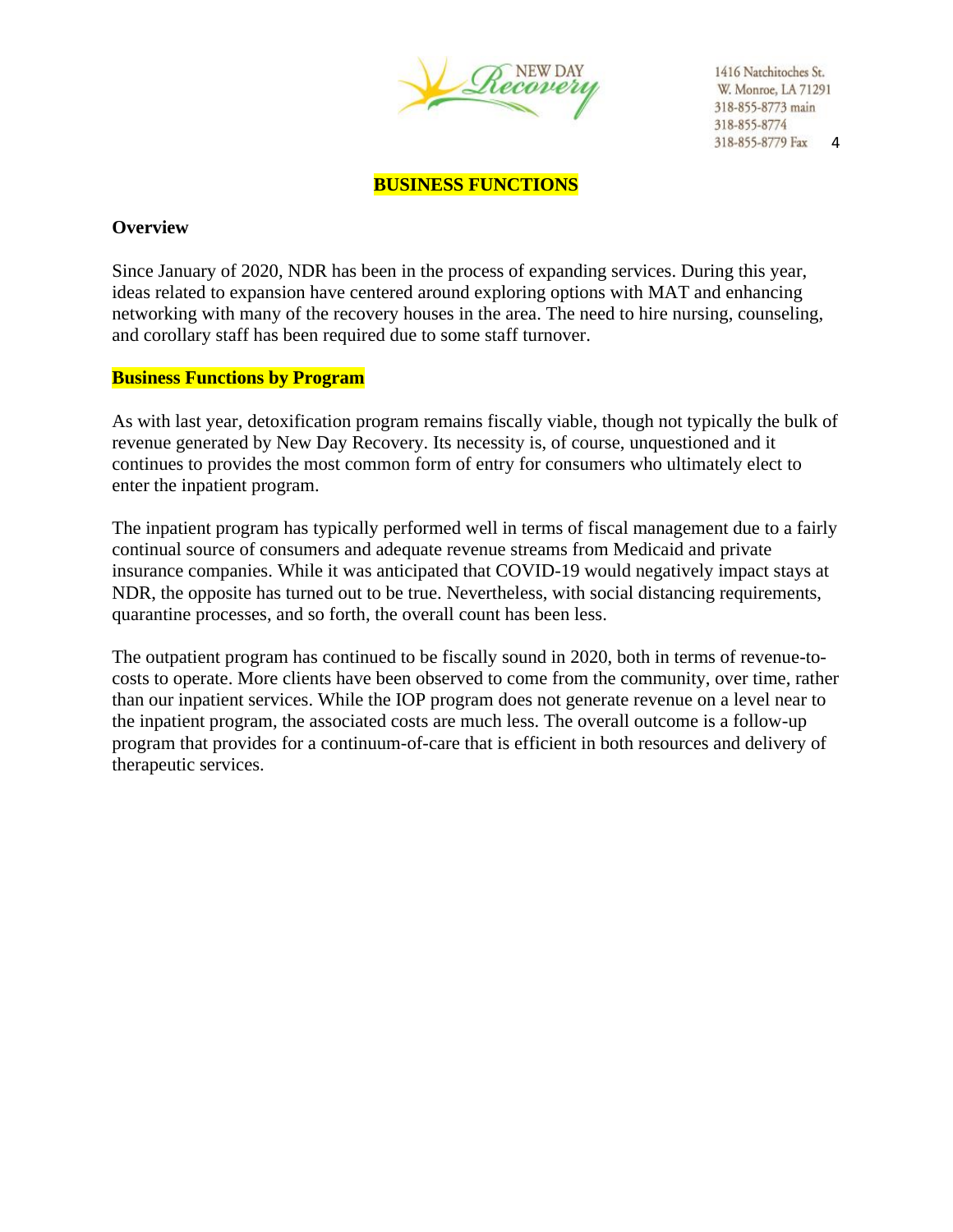## BUSINESS FUNCTIONS

### Overview

Since January of 2020, NDR has been in the process of expanding services. During this year, ideas related to expansion have centered around exploring options with MAT and enhancing networking with many of the recovery houses in the area. The need to hire nursing, counseling, and corollary staff has been required due to some staff turnover.

### Business Functions by Program

As with last year, detoxification program remains fiscally viable, though not typically the bulk of revenue generated by New Day Recovery. Its necessity is, of course, unquestioned and it continues to provides the most common form of entry for consumers who ultimately elect to enter the inpatient program.

The inpatient program has typically performed well in terms of fiscal management due to a fairly continual source of consumers and adequate revenue streams from Medicaid and private insurance companies. While it was anticipated that COVID-19 would negatively impact stays at NDR, the opposite has turned out to be true. Nevertheless, with social distancing requirements, quarantine processes, and so forth, the overall count has been less.

The outpatient program has continued to be fiscally sound in 2020, both in terms of revenue-to-costs to operate. More clients have been observed to come from the community, over time, rather than our inpatient services. While the IOP program does not generate revenue on a level near to the inpatient program, the associated costs are much less. The overall outcome is a follow-up program that provides for a continuum-of-care that is efficient in both resources and delivery of therapeutic services.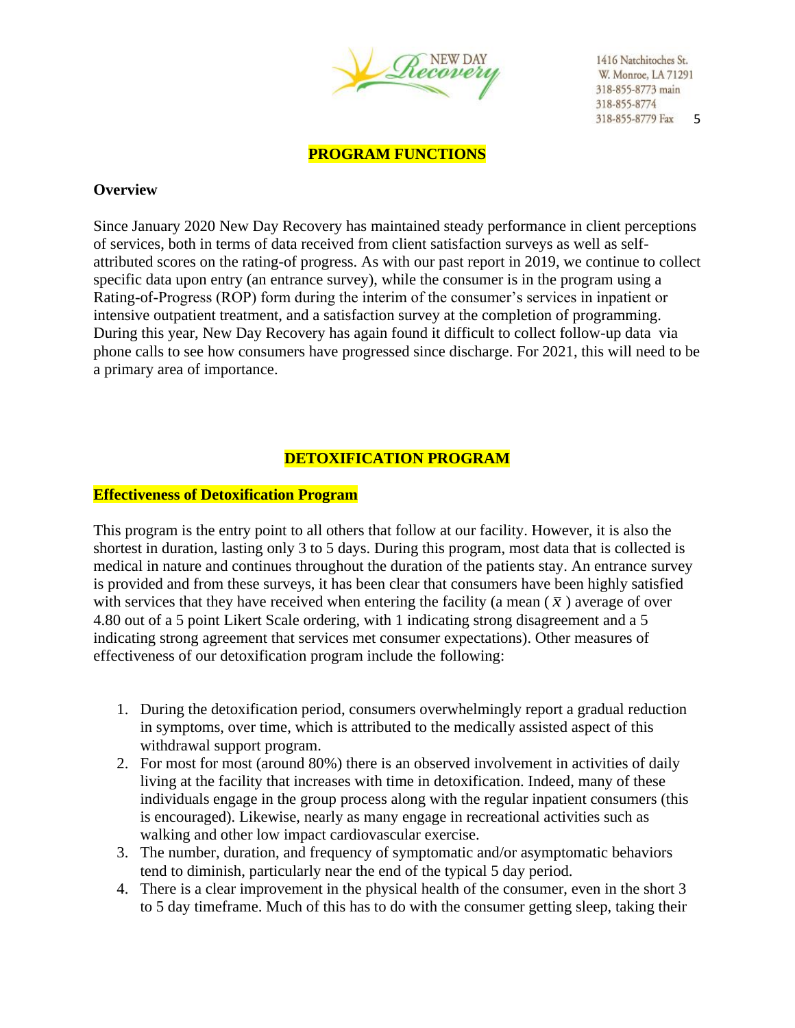## PROGRAM FUNCTIONS

**Overview**

Since January 2020 New Day Recovery has maintained steady performance in client perceptions of services, both in terms of data received from client satisfaction surveys as well as self-attributed scores on the rating-of progress. As with our past report in 2019, we continue to collect specific data upon entry (an entrance survey), while the consumer is in the program using a Rating-of-Progress (ROP) form during the interim of the consumer's services in inpatient or intensive outpatient treatment, and a satisfaction survey at the completion of programming. During this year, New Day Recovery has again found it difficult to collect follow-up data via phone calls to see how consumers have progressed since discharge. For 2021, this will need to be a primary area of importance.

## DETOXIFICATION PROGRAM

### Effectiveness of Detoxification Program

This program is the entry point to all others that follow at our facility. However, it is also the shortest in duration, lasting only 3 to 5 days. During this program, most data that is collected is medical in nature and continues throughout the duration of the patients stay. An entrance survey is provided and from these surveys, it has been clear that consumers have been highly satisfied with services that they have received when entering the facility (a mean ( $\bar{x}$ ) average of over 4.80 out of a 5 point Likert Scale ordering, with 1 indicating strong disagreement and a 5 indicating strong agreement that services met consumer expectations). Other measures of effectiveness of our detoxification program include the following:

1. During the detoxification period, consumers overwhelmingly report a gradual reduction in symptoms, over time, which is attributed to the medically assisted aspect of this withdrawal support program.
2. For most for most (around 80%) there is an observed involvement in activities of daily living at the facility that increases with time in detoxification. Indeed, many of these individuals engage in the group process along with the regular inpatient consumers (this is encouraged). Likewise, nearly as many engage in recreational activities such as walking and other low impact cardiovascular exercise.
3. The number, duration, and frequency of symptomatic and/or asymptomatic behaviors tend to diminish, particularly near the end of the typical 5 day period.
4. There is a clear improvement in the physical health of the consumer, even in the short 3 to 5 day timeframe. Much of this has to do with the consumer getting sleep, taking their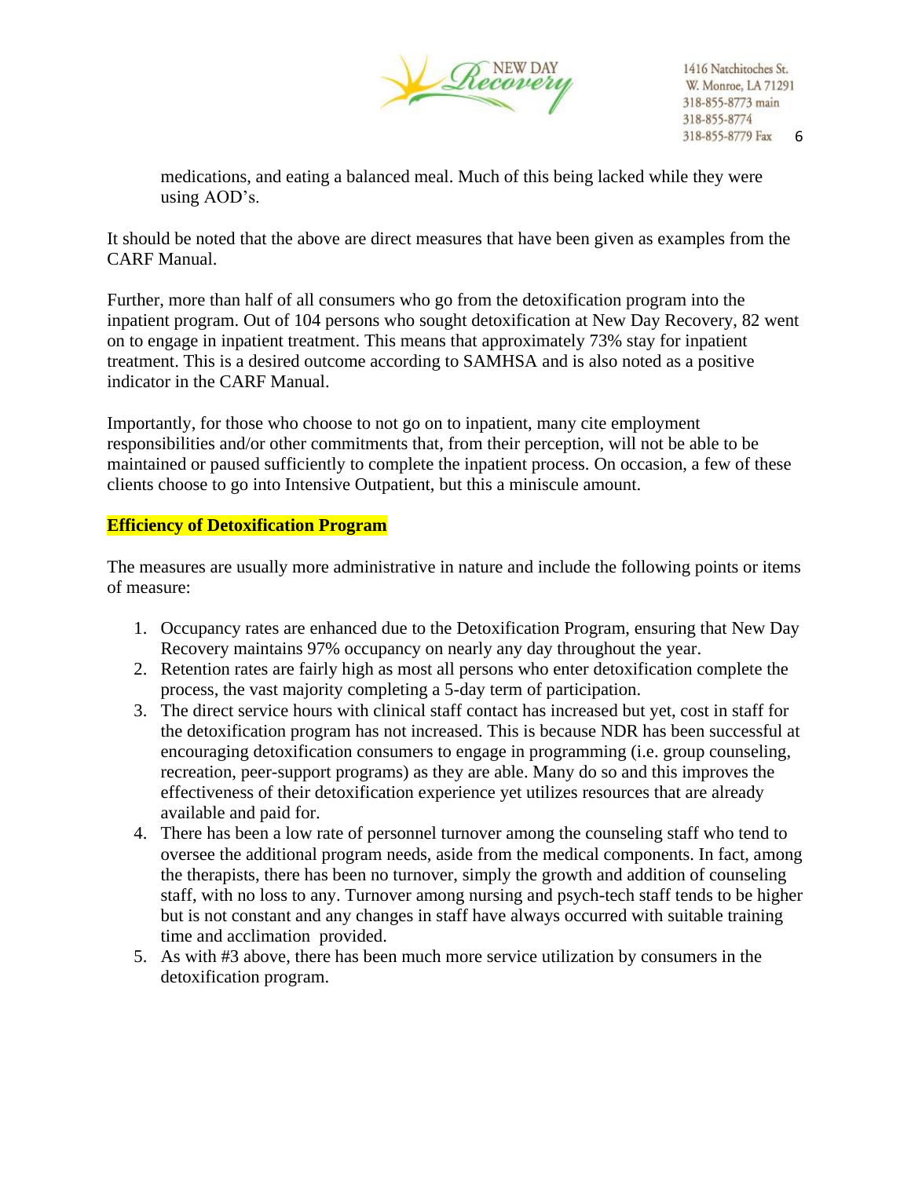medications, and eating a balanced meal. Much of this being lacked while they were using AOD's.

It should be noted that the above are direct measures that have been given as examples from the CARF Manual.

Further, more than half of all consumers who go from the detoxification program into the inpatient program. Out of 104 persons who sought detoxification at New Day Recovery, 82 went on to engage in inpatient treatment. This means that approximately 73% stay for inpatient treatment. This is a desired outcome according to SAMHSA and is also noted as a positive indicator in the CARF Manual.

Importantly, for those who choose to not go on to inpatient, many cite employment responsibilities and/or other commitments that, from their perception, will not be able to be maintained or paused sufficiently to complete the inpatient process. On occasion, a few of these clients choose to go into Intensive Outpatient, but this a miniscule amount.

**Efficiency of Detoxification Program**

The measures are usually more administrative in nature and include the following points or items of measure:

1. Occupancy rates are enhanced due to the Detoxification Program, ensuring that New Day Recovery maintains 97% occupancy on nearly any day throughout the year.
2. Retention rates are fairly high as most all persons who enter detoxification complete the process, the vast majority completing a 5-day term of participation.
3. The direct service hours with clinical staff contact has increased but yet, cost in staff for the detoxification program has not increased. This is because NDR has been successful at encouraging detoxification consumers to engage in programming (i.e. group counseling, recreation, peer-support programs) as they are able. Many do so and this improves the effectiveness of their detoxification experience yet utilizes resources that are already available and paid for.
4. There has been a low rate of personnel turnover among the counseling staff who tend to oversee the additional program needs, aside from the medical components. In fact, among the therapists, there has been no turnover, simply the growth and addition of counseling staff, with no loss to any. Turnover among nursing and psych-tech staff tends to be higher but is not constant and any changes in staff have always occurred with suitable training time and acclimation provided.
5. As with #3 above, there has been much more service utilization by consumers in the detoxification program.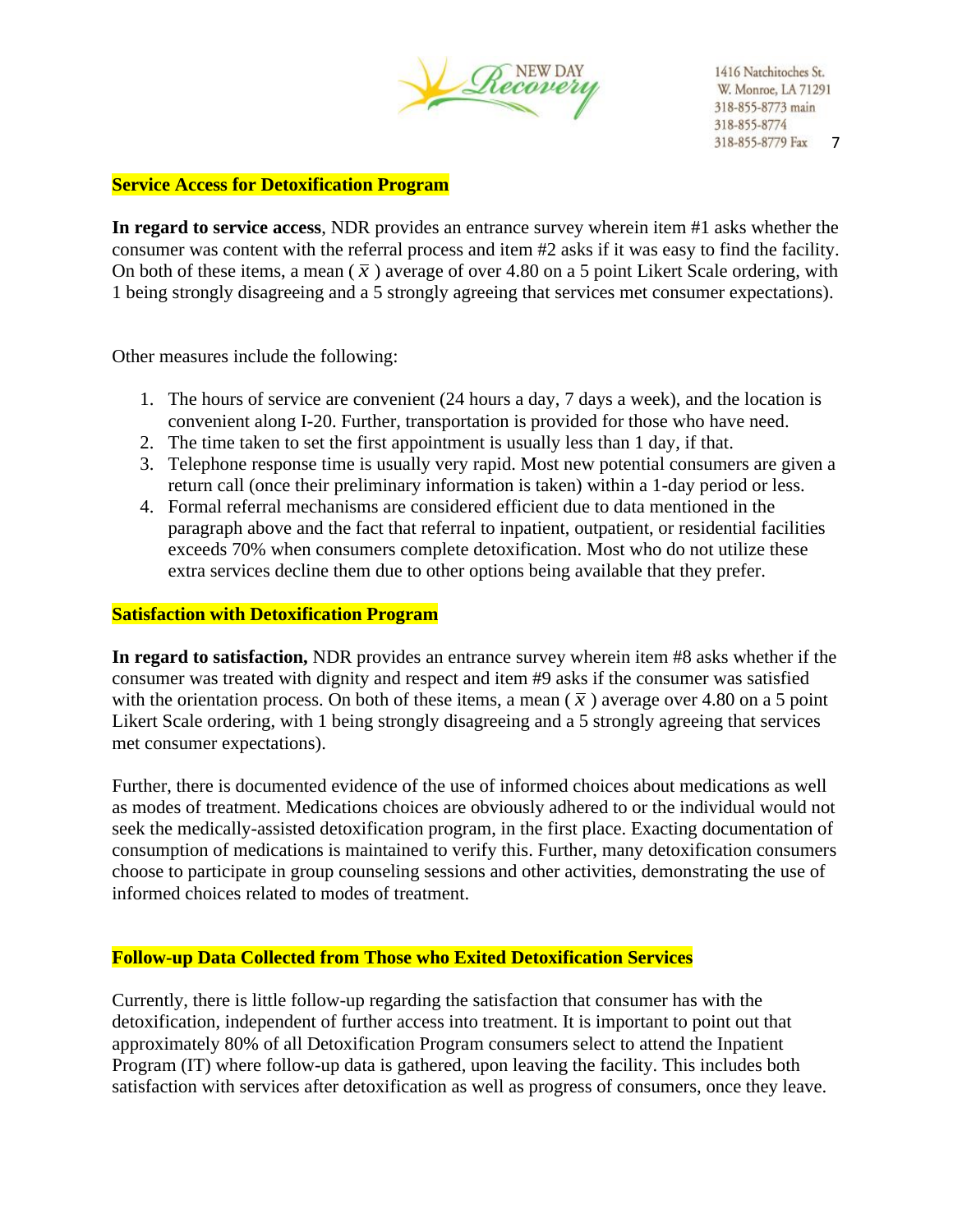## Service Access for Detoxification Program

**In regard to service access**, NDR provides an entrance survey wherein item #1 asks whether the consumer was content with the referral process and item #2 asks if it was easy to find the facility. On both of these items, a mean ( $\bar{x}$ ) average of over 4.80 on a 5 point Likert Scale ordering, with 1 being strongly disagreeing and a 5 strongly agreeing that services met consumer expectations).

Other measures include the following:

1. The hours of service are convenient (24 hours a day, 7 days a week), and the location is convenient along I-20. Further, transportation is provided for those who have need.
2. The time taken to set the first appointment is usually less than 1 day, if that.
3. Telephone response time is usually very rapid. Most new potential consumers are given a return call (once their preliminary information is taken) within a 1-day period or less.
4. Formal referral mechanisms are considered efficient due to data mentioned in the paragraph above and the fact that referral to inpatient, outpatient, or residential facilities exceeds 70% when consumers complete detoxification. Most who do not utilize these extra services decline them due to other options being available that they prefer.

## Satisfaction with Detoxification Program

**In regard to satisfaction,** NDR provides an entrance survey wherein item #8 asks whether if the consumer was treated with dignity and respect and item #9 asks if the consumer was satisfied with the orientation process. On both of these items, a mean ( $\bar{x}$ ) average over 4.80 on a 5 point Likert Scale ordering, with 1 being strongly disagreeing and a 5 strongly agreeing that services met consumer expectations).

Further, there is documented evidence of the use of informed choices about medications as well as modes of treatment. Medications choices are obviously adhered to or the individual would not seek the medically-assisted detoxification program, in the first place. Exacting documentation of consumption of medications is maintained to verify this. Further, many detoxification consumers choose to participate in group counseling sessions and other activities, demonstrating the use of informed choices related to modes of treatment.

## Follow-up Data Collected from Those who Exited Detoxification Services

Currently, there is little follow-up regarding the satisfaction that consumer has with the detoxification, independent of further access into treatment. It is important to point out that approximately 80% of all Detoxification Program consumers select to attend the Inpatient Program (IT) where follow-up data is gathered, upon leaving the facility. This includes both satisfaction with services after detoxification as well as progress of consumers, once they leave.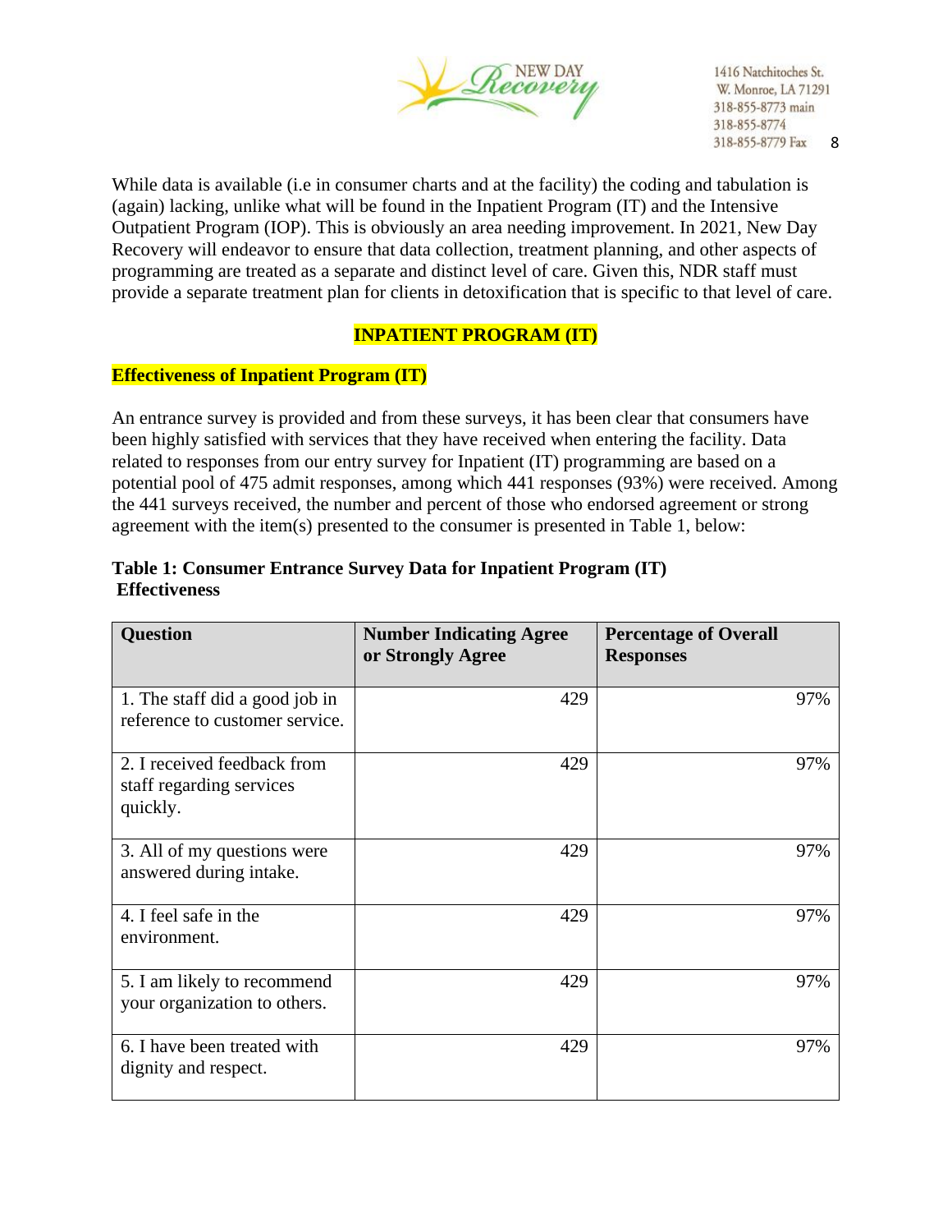While data is available (i.e in consumer charts and at the facility) the coding and tabulation is (again) lacking, unlike what will be found in the Inpatient Program (IT) and the Intensive Outpatient Program (IOP). This is obviously an area needing improvement. In 2021, New Day Recovery will endeavor to ensure that data collection, treatment planning, and other aspects of programming are treated as a separate and distinct level of care. Given this, NDR staff must provide a separate treatment plan for clients in detoxification that is specific to that level of care.

## INPATIENT PROGRAM (IT)

### Effectiveness of Inpatient Program (IT)

An entrance survey is provided and from these surveys, it has been clear that consumers have been highly satisfied with services that they have received when entering the facility. Data related to responses from our entry survey for Inpatient (IT) programming are based on a potential pool of 475 admit responses, among which 441 responses (93%) were received. Among the 441 surveys received, the number and percent of those who endorsed agreement or strong agreement with the item(s) presented to the consumer is presented in Table 1, below:

**Table 1: Consumer Entrance Survey Data for Inpatient Program (IT) Effectiveness**

| Question | Number Indicating Agree or Strongly Agree | Percentage of Overall Responses |
|---|---|---|
| 1. The staff did a good job in reference to customer service. | 429 | 97% |
| 2. I received feedback from staff regarding services quickly. | 429 | 97% |
| 3. All of my questions were answered during intake. | 429 | 97% |
| 4. I feel safe in the environment. | 429 | 97% |
| 5. I am likely to recommend your organization to others. | 429 | 97% |
| 6. I have been treated with dignity and respect. | 429 | 97% |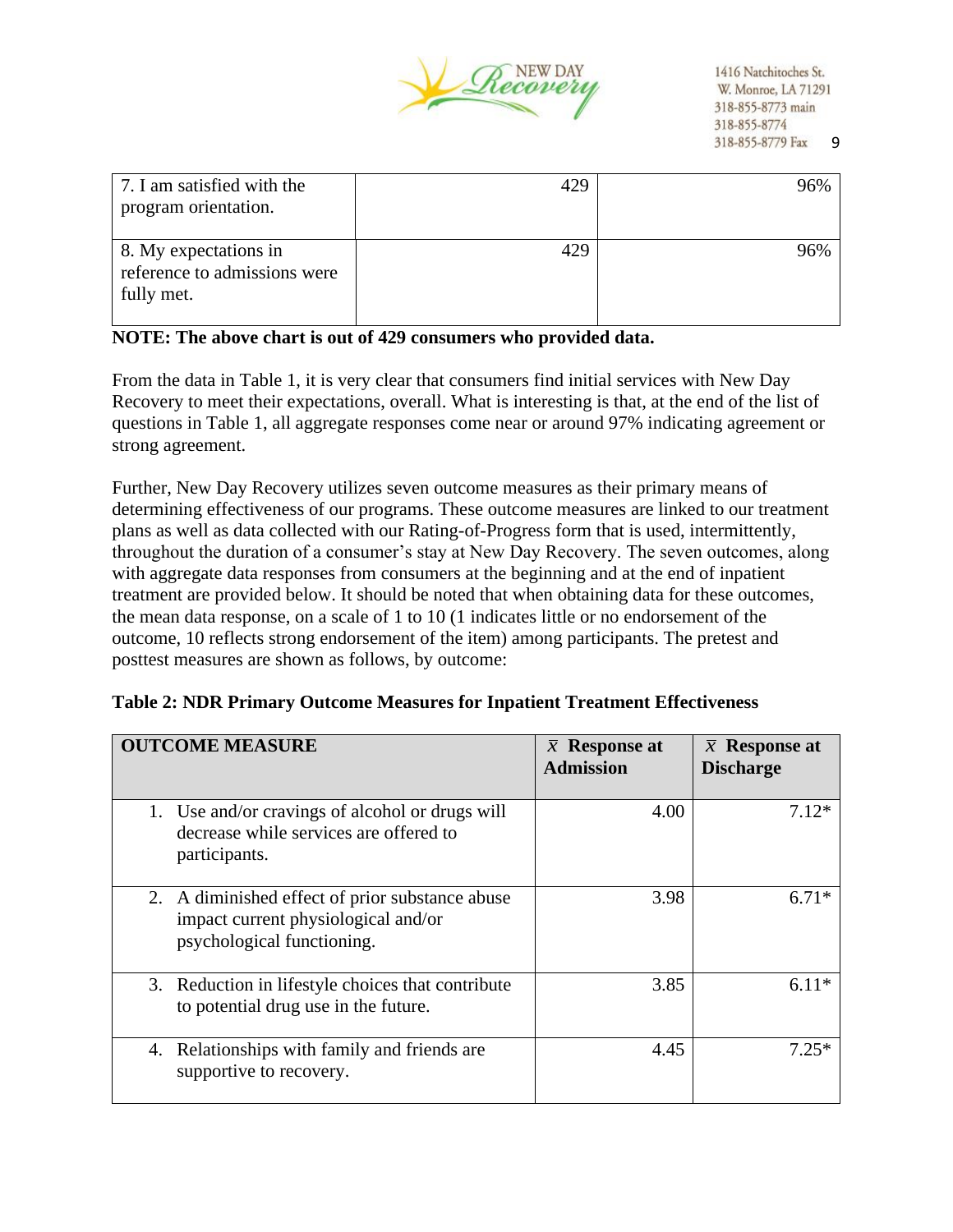| | | |
|---|---|---|
| 7. I am satisfied with the program orientation. | 429 | 96% |
| 8. My expectations in reference to admissions were fully met. | 429 | 96% |

**NOTE: The above chart is out of 429 consumers who provided data.**

From the data in Table 1, it is very clear that consumers find initial services with New Day Recovery to meet their expectations, overall. What is interesting is that, at the end of the list of questions in Table 1, all aggregate responses come near or around 97% indicating agreement or strong agreement.

Further, New Day Recovery utilizes seven outcome measures as their primary means of determining effectiveness of our programs. These outcome measures are linked to our treatment plans as well as data collected with our Rating-of-Progress form that is used, intermittently, throughout the duration of a consumer's stay at New Day Recovery. The seven outcomes, along with aggregate data responses from consumers at the beginning and at the end of inpatient treatment are provided below. It should be noted that when obtaining data for these outcomes, the mean data response, on a scale of 1 to 10 (1 indicates little or no endorsement of the outcome, 10 reflects strong endorsement of the item) among participants. The pretest and posttest measures are shown as follows, by outcome:

**Table 2: NDR Primary Outcome Measures for Inpatient Treatment Effectiveness**

| OUTCOME MEASURE | $\bar{x}$ Response at Admission | $\bar{x}$ Response at Discharge |
|---|---|---|
| 1. Use and/or cravings of alcohol or drugs will decrease while services are offered to participants. | 4.00 | 7.12* |
| 2. A diminished effect of prior substance abuse impact current physiological and/or psychological functioning. | 3.98 | 6.71* |
| 3. Reduction in lifestyle choices that contribute to potential drug use in the future. | 3.85 | 6.11* |
| 4. Relationships with family and friends are supportive to recovery. | 4.45 | 7.25* |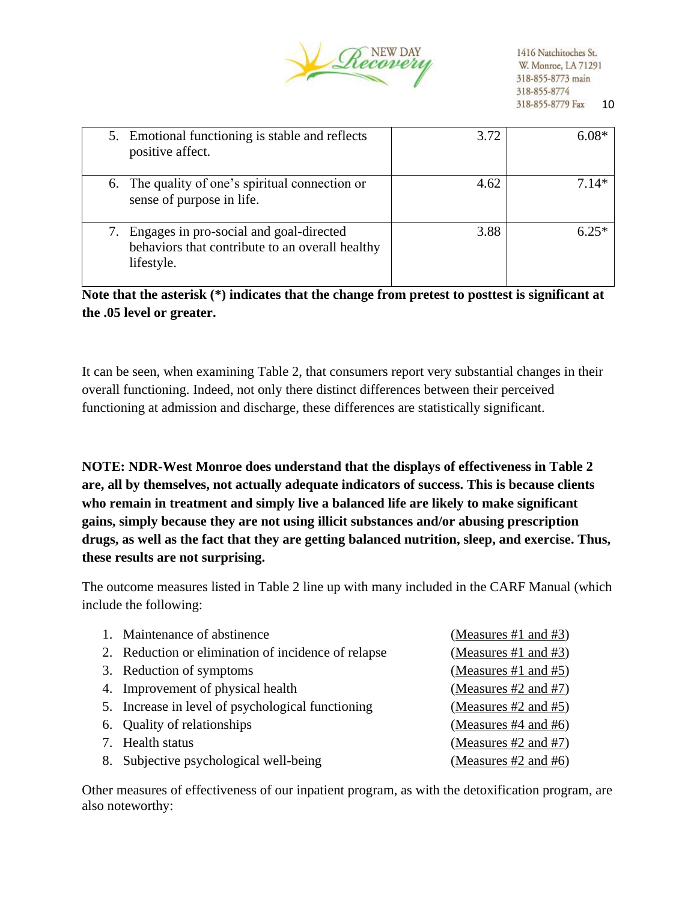| | | |
|---|---|---|
| 5. Emotional functioning is stable and reflects positive affect. | 3.72 | 6.08* |
| 6. The quality of one's spiritual connection or sense of purpose in life. | 4.62 | 7.14* |
| 7. Engages in pro-social and goal-directed behaviors that contribute to an overall healthy lifestyle. | 3.88 | 6.25* |

**Note that the asterisk (*) indicates that the change from pretest to posttest is significant at the .05 level or greater.**

It can be seen, when examining Table 2, that consumers report very substantial changes in their overall functioning. Indeed, not only there distinct differences between their perceived functioning at admission and discharge, these differences are statistically significant.

**NOTE: NDR-West Monroe does understand that the displays of effectiveness in Table 2 are, all by themselves, not actually adequate indicators of success. This is because clients who remain in treatment and simply live a balanced life are likely to make significant gains, simply because they are not using illicit substances and/or abusing prescription drugs, as well as the fact that they are getting balanced nutrition, sleep, and exercise. Thus, these results are not surprising.**

The outcome measures listed in Table 2 line up with many included in the CARF Manual (which include the following:

1. Maintenance of abstinence (Measures #1 and #3)
2. Reduction or elimination of incidence of relapse (Measures #1 and #3)
3. Reduction of symptoms (Measures #1 and #5)
4. Improvement of physical health (Measures #2 and #7)
5. Increase in level of psychological functioning (Measures #2 and #5)
6. Quality of relationships (Measures #4 and #6)
7. Health status (Measures #2 and #7)
8. Subjective psychological well-being (Measures #2 and #6)

Other measures of effectiveness of our inpatient program, as with the detoxification program, are also noteworthy: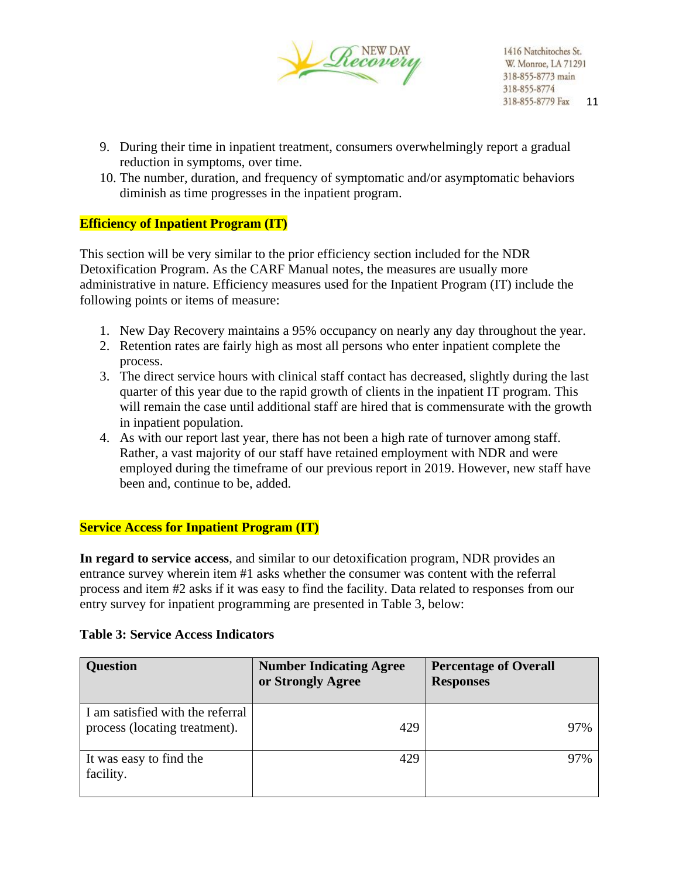9. During their time in inpatient treatment, consumers overwhelmingly report a gradual reduction in symptoms, over time.
10. The number, duration, and frequency of symptomatic and/or asymptomatic behaviors diminish as time progresses in the inpatient program.

## Efficiency of Inpatient Program (IT)

This section will be very similar to the prior efficiency section included for the NDR Detoxification Program. As the CARF Manual notes, the measures are usually more administrative in nature. Efficiency measures used for the Inpatient Program (IT) include the following points or items of measure:

1. New Day Recovery maintains a 95% occupancy on nearly any day throughout the year.
2. Retention rates are fairly high as most all persons who enter inpatient complete the process.
3. The direct service hours with clinical staff contact has decreased, slightly during the last quarter of this year due to the rapid growth of clients in the inpatient IT program. This will remain the case until additional staff are hired that is commensurate with the growth in inpatient population.
4. As with our report last year, there has not been a high rate of turnover among staff. Rather, a vast majority of our staff have retained employment with NDR and were employed during the timeframe of our previous report in 2019. However, new staff have been and, continue to be, added.

## Service Access for Inpatient Program (IT)

**In regard to service access**, and similar to our detoxification program, NDR provides an entrance survey wherein item #1 asks whether the consumer was content with the referral process and item #2 asks if it was easy to find the facility. Data related to responses from our entry survey for inpatient programming are presented in Table 3, below:

**Table 3: Service Access Indicators**

| Question | Number Indicating Agree or Strongly Agree | Percentage of Overall Responses |
|---|---|---|
| I am satisfied with the referral process (locating treatment). | 429 | 97% |
| It was easy to find the facility. | 429 | 97% |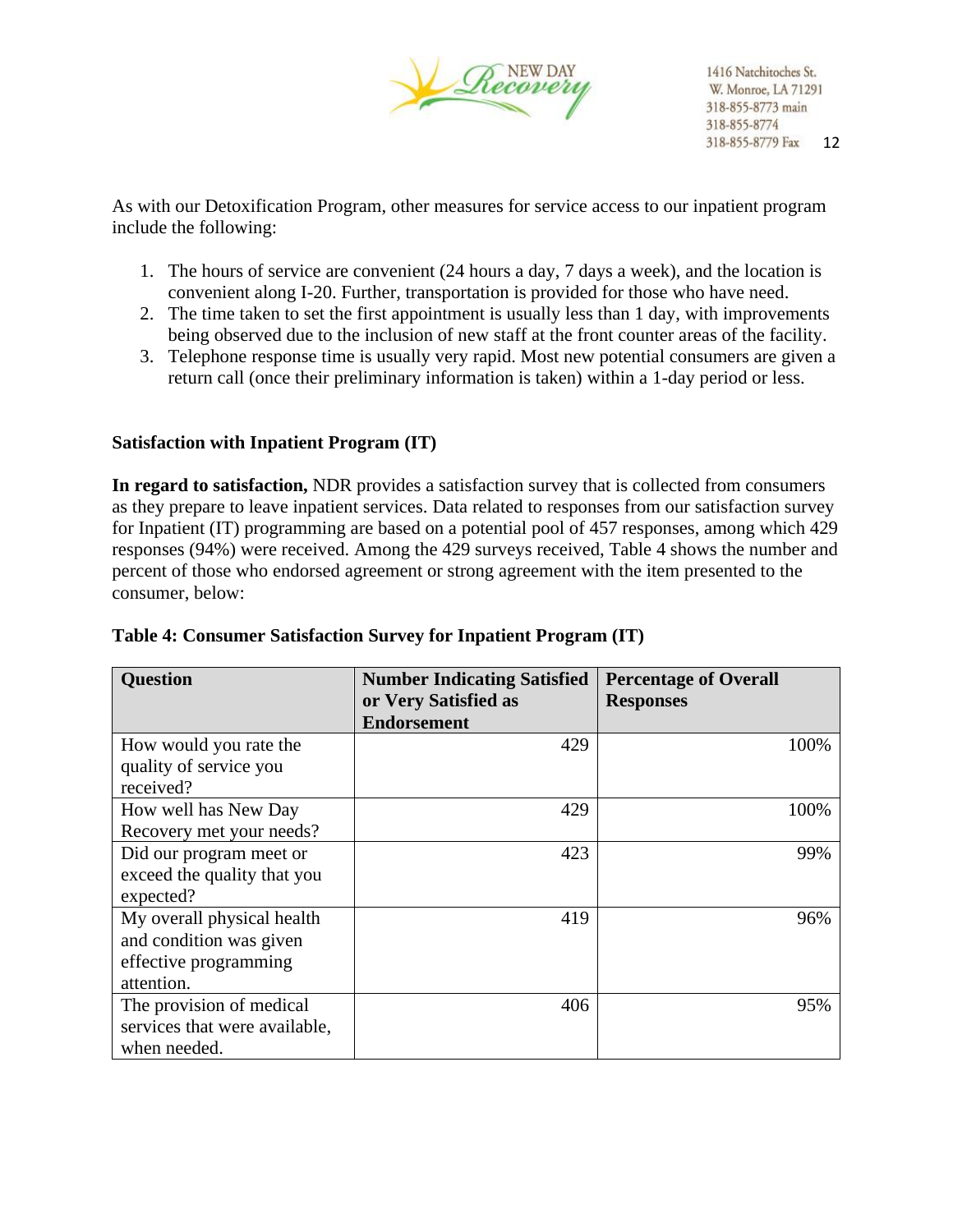As with our Detoxification Program, other measures for service access to our inpatient program include the following:

1. The hours of service are convenient (24 hours a day, 7 days a week), and the location is convenient along I-20. Further, transportation is provided for those who have need.
2. The time taken to set the first appointment is usually less than 1 day, with improvements being observed due to the inclusion of new staff at the front counter areas of the facility.
3. Telephone response time is usually very rapid. Most new potential consumers are given a return call (once their preliminary information is taken) within a 1-day period or less.

**Satisfaction with Inpatient Program (IT)**

**In regard to satisfaction,** NDR provides a satisfaction survey that is collected from consumers as they prepare to leave inpatient services. Data related to responses from our satisfaction survey for Inpatient (IT) programming are based on a potential pool of 457 responses, among which 429 responses (94%) were received. Among the 429 surveys received, Table 4 shows the number and percent of those who endorsed agreement or strong agreement with the item presented to the consumer, below:

**Table 4: Consumer Satisfaction Survey for Inpatient Program (IT)**

| Question | Number Indicating Satisfied or Very Satisfied as Endorsement | Percentage of Overall Responses |
|---|---:|---:|
| How would you rate the quality of service you received? | 429 | 100% |
| How well has New Day Recovery met your needs? | 429 | 100% |
| Did our program meet or exceed the quality that you expected? | 423 | 99% |
| My overall physical health and condition was given effective programming attention. | 419 | 96% |
| The provision of medical services that were available, when needed. | 406 | 95% |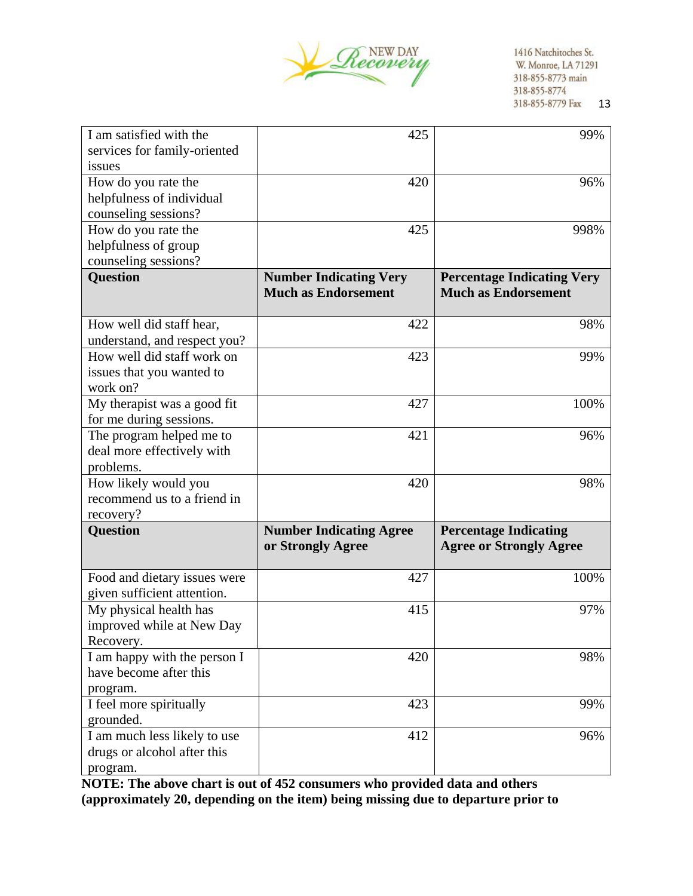| | | |
|---|---|---|
| I am satisfied with the services for family-oriented issues | 425 | 99% |
| How do you rate the helpfulness of individual counseling sessions? | 420 | 96% |
| How do you rate the helpfulness of group counseling sessions? | 425 | 998% |
| **Question** | **Number Indicating Very Much as Endorsement** | **Percentage Indicating Very Much as Endorsement** |
| How well did staff hear, understand, and respect you? | 422 | 98% |
| How well did staff work on issues that you wanted to work on? | 423 | 99% |
| My therapist was a good fit for me during sessions. | 427 | 100% |
| The program helped me to deal more effectively with problems. | 421 | 96% |
| How likely would you recommend us to a friend in recovery? | 420 | 98% |
| **Question** | **Number Indicating Agree or Strongly Agree** | **Percentage Indicating Agree or Strongly Agree** |
| Food and dietary issues were given sufficient attention. | 427 | 100% |
| My physical health has improved while at New Day Recovery. | 415 | 97% |
| I am happy with the person I have become after this program. | 420 | 98% |
| I feel more spiritually grounded. | 423 | 99% |
| I am much less likely to use drugs or alcohol after this program. | 412 | 96% |

**NOTE: The above chart is out of 452 consumers who provided data and others (approximately 20, depending on the item) being missing due to departure prior to**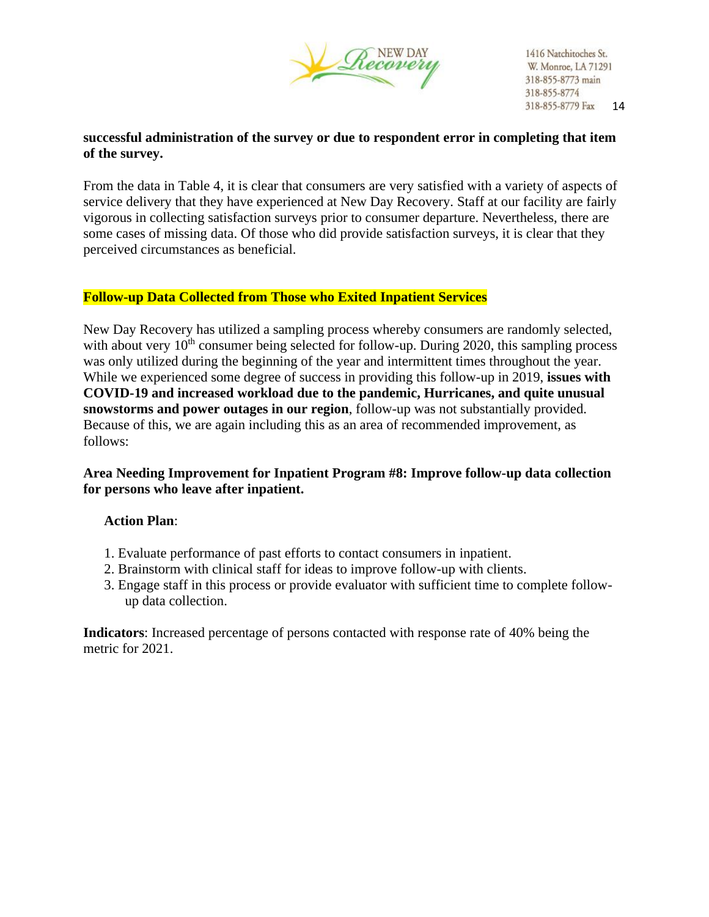**successful administration of the survey or due to respondent error in completing that item of the survey.**

From the data in Table 4, it is clear that consumers are very satisfied with a variety of aspects of service delivery that they have experienced at New Day Recovery. Staff at our facility are fairly vigorous in collecting satisfaction surveys prior to consumer departure. Nevertheless, there are some cases of missing data. Of those who did provide satisfaction surveys, it is clear that they perceived circumstances as beneficial.

**Follow-up Data Collected from Those who Exited Inpatient Services**

New Day Recovery has utilized a sampling process whereby consumers are randomly selected, with about very 10th consumer being selected for follow-up. During 2020, this sampling process was only utilized during the beginning of the year and intermittent times throughout the year. While we experienced some degree of success in providing this follow-up in 2019, **issues with COVID-19 and increased workload due to the pandemic, Hurricanes, and quite unusual snowstorms and power outages in our region**, follow-up was not substantially provided. Because of this, we are again including this as an area of recommended improvement, as follows:

**Area Needing Improvement for Inpatient Program #8: Improve follow-up data collection for persons who leave after inpatient.**

**Action Plan**:

1. Evaluate performance of past efforts to contact consumers in inpatient.
2. Brainstorm with clinical staff for ideas to improve follow-up with clients.
3. Engage staff in this process or provide evaluator with sufficient time to complete follow-up data collection.

**Indicators**: Increased percentage of persons contacted with response rate of 40% being the metric for 2021.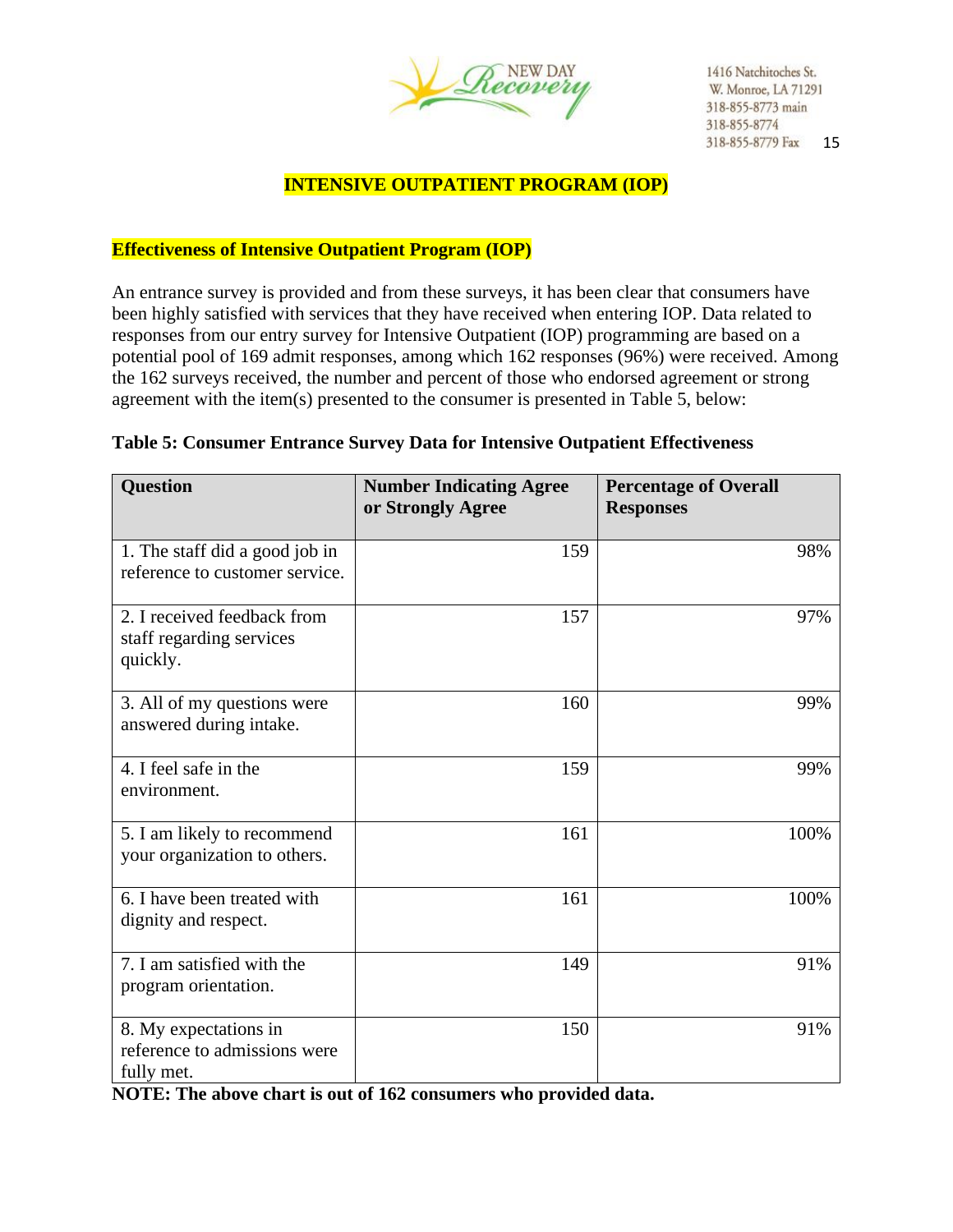# INTENSIVE OUTPATIENT PROGRAM (IOP)

## Effectiveness of Intensive Outpatient Program (IOP)

An entrance survey is provided and from these surveys, it has been clear that consumers have been highly satisfied with services that they have received when entering IOP. Data related to responses from our entry survey for Intensive Outpatient (IOP) programming are based on a potential pool of 169 admit responses, among which 162 responses (96%) were received. Among the 162 surveys received, the number and percent of those who endorsed agreement or strong agreement with the item(s) presented to the consumer is presented in Table 5, below:

**Table 5: Consumer Entrance Survey Data for Intensive Outpatient Effectiveness**

| Question | Number Indicating Agree or Strongly Agree | Percentage of Overall Responses |
|---|---:|---:|
| 1. The staff did a good job in reference to customer service. | 159 | 98% |
| 2. I received feedback from staff regarding services quickly. | 157 | 97% |
| 3. All of my questions were answered during intake. | 160 | 99% |
| 4. I feel safe in the environment. | 159 | 99% |
| 5. I am likely to recommend your organization to others. | 161 | 100% |
| 6. I have been treated with dignity and respect. | 161 | 100% |
| 7. I am satisfied with the program orientation. | 149 | 91% |
| 8. My expectations in reference to admissions were fully met. | 150 | 91% |

**NOTE: The above chart is out of 162 consumers who provided data.**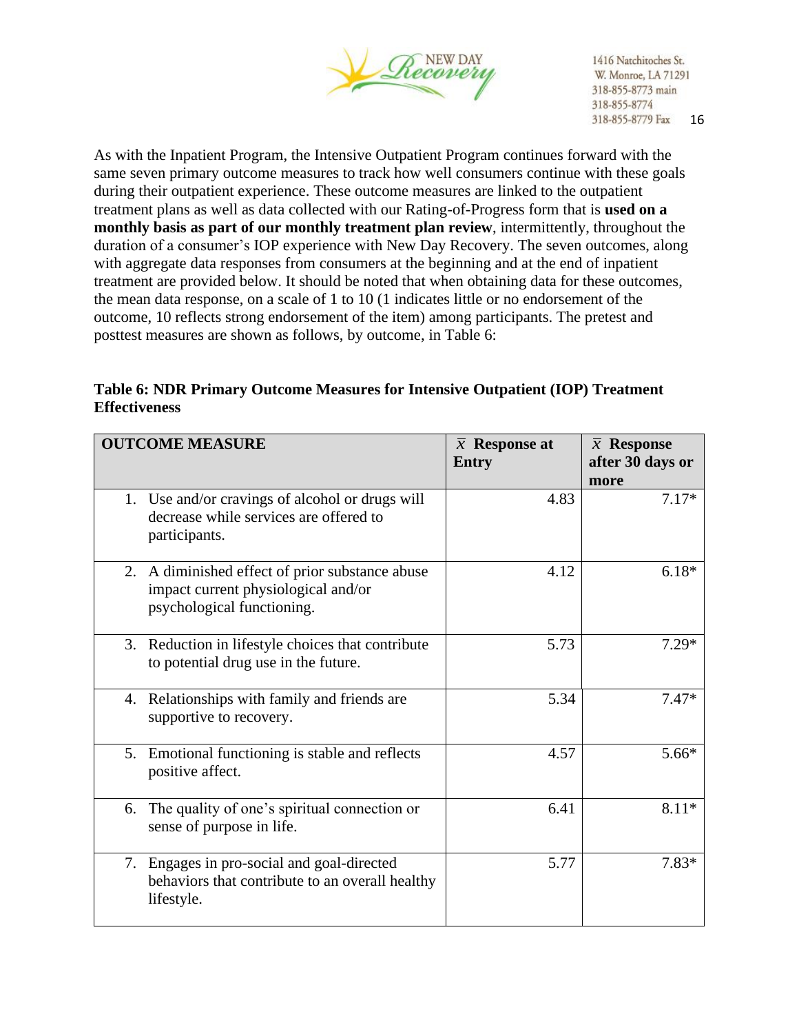As with the Inpatient Program, the Intensive Outpatient Program continues forward with the same seven primary outcome measures to track how well consumers continue with these goals during their outpatient experience. These outcome measures are linked to the outpatient treatment plans as well as data collected with our Rating-of-Progress form that is **used on a monthly basis as part of our monthly treatment plan review**, intermittently, throughout the duration of a consumer's IOP experience with New Day Recovery. The seven outcomes, along with aggregate data responses from consumers at the beginning and at the end of inpatient treatment are provided below. It should be noted that when obtaining data for these outcomes, the mean data response, on a scale of 1 to 10 (1 indicates little or no endorsement of the outcome, 10 reflects strong endorsement of the item) among participants. The pretest and posttest measures are shown as follows, by outcome, in Table 6:

**Table 6: NDR Primary Outcome Measures for Intensive Outpatient (IOP) Treatment Effectiveness**

| OUTCOME MEASURE | $\bar{x}$ Response at Entry | $\bar{x}$ Response after 30 days or more |
|---|---|---|
| 1. Use and/or cravings of alcohol or drugs will decrease while services are offered to participants. | 4.83 | 7.17* |
| 2. A diminished effect of prior substance abuse impact current physiological and/or psychological functioning. | 4.12 | 6.18* |
| 3. Reduction in lifestyle choices that contribute to potential drug use in the future. | 5.73 | 7.29* |
| 4. Relationships with family and friends are supportive to recovery. | 5.34 | 7.47* |
| 5. Emotional functioning is stable and reflects positive affect. | 4.57 | 5.66* |
| 6. The quality of one's spiritual connection or sense of purpose in life. | 6.41 | 8.11* |
| 7. Engages in pro-social and goal-directed behaviors that contribute to an overall healthy lifestyle. | 5.77 | 7.83* |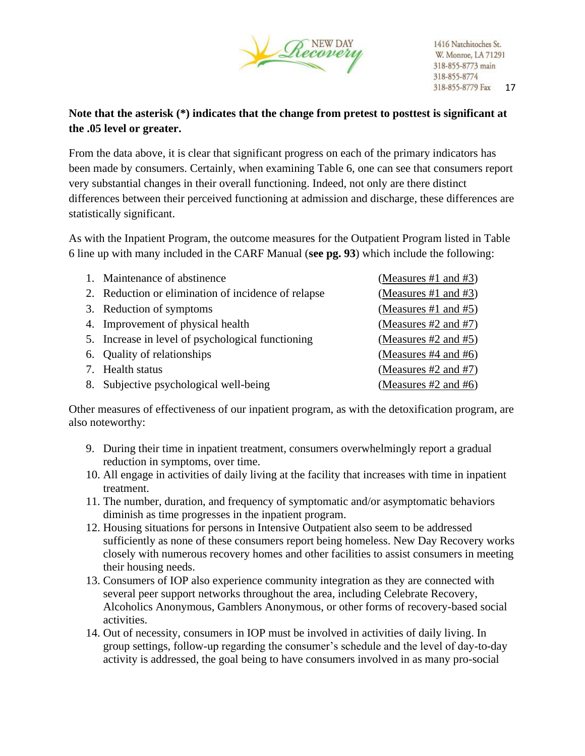**Note that the asterisk (*) indicates that the change from pretest to posttest is significant at the .05 level or greater.**

From the data above, it is clear that significant progress on each of the primary indicators has been made by consumers. Certainly, when examining Table 6, one can see that consumers report very substantial changes in their overall functioning. Indeed, not only are there distinct differences between their perceived functioning at admission and discharge, these differences are statistically significant.

As with the Inpatient Program, the outcome measures for the Outpatient Program listed in Table 6 line up with many included in the CARF Manual (**see pg. 93**) which include the following:

1. Maintenance of abstinence (Measures #1 and #3)
2. Reduction or elimination of incidence of relapse (Measures #1 and #3)
3. Reduction of symptoms (Measures #1 and #5)
4. Improvement of physical health (Measures #2 and #7)
5. Increase in level of psychological functioning (Measures #2 and #5)
6. Quality of relationships (Measures #4 and #6)
7. Health status (Measures #2 and #7)
8. Subjective psychological well-being (Measures #2 and #6)

Other measures of effectiveness of our inpatient program, as with the detoxification program, are also noteworthy:

9. During their time in inpatient treatment, consumers overwhelmingly report a gradual reduction in symptoms, over time.
10. All engage in activities of daily living at the facility that increases with time in inpatient treatment.
11. The number, duration, and frequency of symptomatic and/or asymptomatic behaviors diminish as time progresses in the inpatient program.
12. Housing situations for persons in Intensive Outpatient also seem to be addressed sufficiently as none of these consumers report being homeless. New Day Recovery works closely with numerous recovery homes and other facilities to assist consumers in meeting their housing needs.
13. Consumers of IOP also experience community integration as they are connected with several peer support networks throughout the area, including Celebrate Recovery, Alcoholics Anonymous, Gamblers Anonymous, or other forms of recovery-based social activities.
14. Out of necessity, consumers in IOP must be involved in activities of daily living. In group settings, follow-up regarding the consumer's schedule and the level of day-to-day activity is addressed, the goal being to have consumers involved in as many pro-social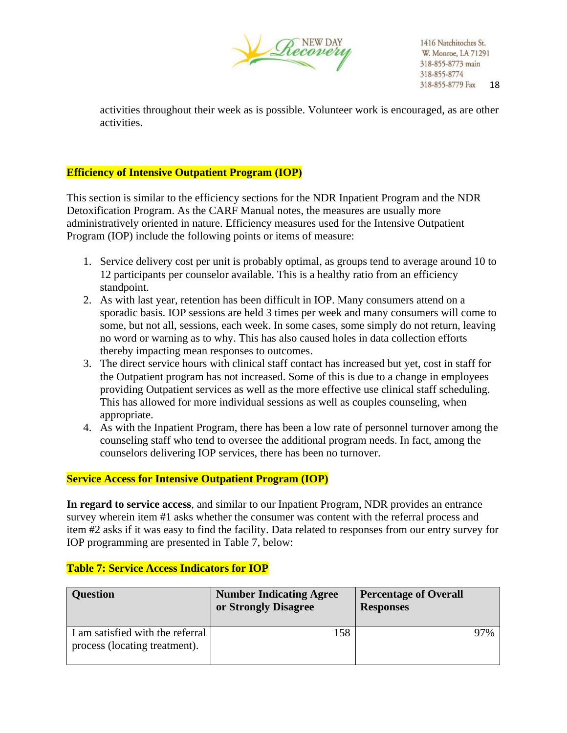activities throughout their week as is possible. Volunteer work is encouraged, as are other activities.

## Efficiency of Intensive Outpatient Program (IOP)

This section is similar to the efficiency sections for the NDR Inpatient Program and the NDR Detoxification Program. As the CARF Manual notes, the measures are usually more administratively oriented in nature. Efficiency measures used for the Intensive Outpatient Program (IOP) include the following points or items of measure:

1. Service delivery cost per unit is probably optimal, as groups tend to average around 10 to 12 participants per counselor available. This is a healthy ratio from an efficiency standpoint.
2. As with last year, retention has been difficult in IOP. Many consumers attend on a sporadic basis. IOP sessions are held 3 times per week and many consumers will come to some, but not all, sessions, each week. In some cases, some simply do not return, leaving no word or warning as to why. This has also caused holes in data collection efforts thereby impacting mean responses to outcomes.
3. The direct service hours with clinical staff contact has increased but yet, cost in staff for the Outpatient program has not increased. Some of this is due to a change in employees providing Outpatient services as well as the more effective use clinical staff scheduling. This has allowed for more individual sessions as well as couples counseling, when appropriate.
4. As with the Inpatient Program, there has been a low rate of personnel turnover among the counseling staff who tend to oversee the additional program needs. In fact, among the counselors delivering IOP services, there has been no turnover.

## Service Access for Intensive Outpatient Program (IOP)

**In regard to service access**, and similar to our Inpatient Program, NDR provides an entrance survey wherein item #1 asks whether the consumer was content with the referral process and item #2 asks if it was easy to find the facility. Data related to responses from our entry survey for IOP programming are presented in Table 7, below:

**Table 7: Service Access Indicators for IOP**

| Question | Number Indicating Agree or Strongly Disagree | Percentage of Overall Responses |
|---|---|---|
| I am satisfied with the referral process (locating treatment). | 158 | 97% |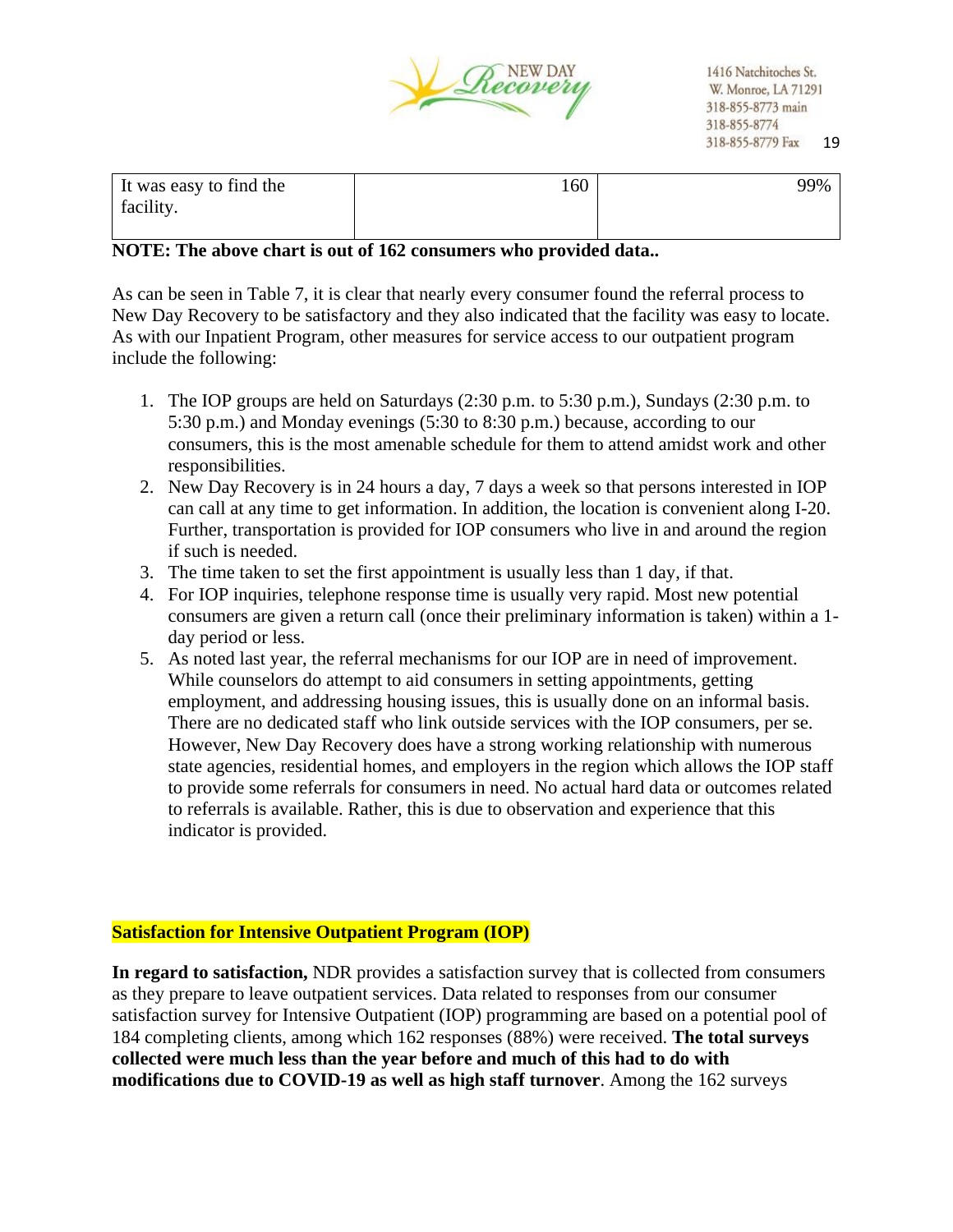| It was easy to find the facility. | 160 | 99% |
|---|---|---|

**NOTE: The above chart is out of 162 consumers who provided data..**

As can be seen in Table 7, it is clear that nearly every consumer found the referral process to New Day Recovery to be satisfactory and they also indicated that the facility was easy to locate. As with our Inpatient Program, other measures for service access to our outpatient program include the following:

1. The IOP groups are held on Saturdays (2:30 p.m. to 5:30 p.m.), Sundays (2:30 p.m. to 5:30 p.m.) and Monday evenings (5:30 to 8:30 p.m.) because, according to our consumers, this is the most amenable schedule for them to attend amidst work and other responsibilities.
2. New Day Recovery is in 24 hours a day, 7 days a week so that persons interested in IOP can call at any time to get information. In addition, the location is convenient along I-20. Further, transportation is provided for IOP consumers who live in and around the region if such is needed.
3. The time taken to set the first appointment is usually less than 1 day, if that.
4. For IOP inquiries, telephone response time is usually very rapid. Most new potential consumers are given a return call (once their preliminary information is taken) within a 1-day period or less.
5. As noted last year, the referral mechanisms for our IOP are in need of improvement. While counselors do attempt to aid consumers in setting appointments, getting employment, and addressing housing issues, this is usually done on an informal basis. There are no dedicated staff who link outside services with the IOP consumers, per se. However, New Day Recovery does have a strong working relationship with numerous state agencies, residential homes, and employers in the region which allows the IOP staff to provide some referrals for consumers in need. No actual hard data or outcomes related to referrals is available. Rather, this is due to observation and experience that this indicator is provided.

**Satisfaction for Intensive Outpatient Program (IOP)**

**In regard to satisfaction,** NDR provides a satisfaction survey that is collected from consumers as they prepare to leave outpatient services. Data related to responses from our consumer satisfaction survey for Intensive Outpatient (IOP) programming are based on a potential pool of 184 completing clients, among which 162 responses (88%) were received. **The total surveys collected were much less than the year before and much of this had to do with modifications due to COVID-19 as well as high staff turnover**. Among the 162 surveys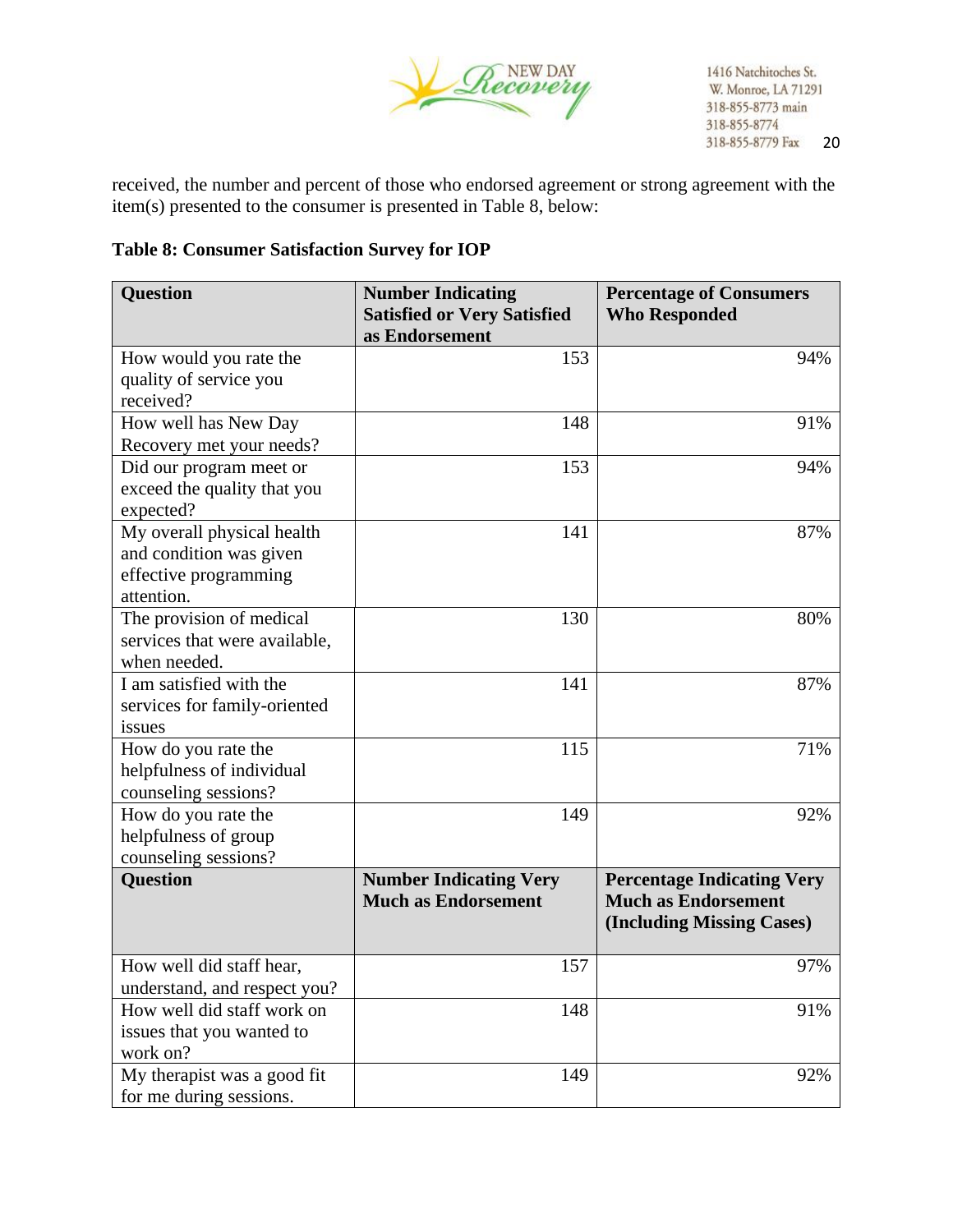received, the number and percent of those who endorsed agreement or strong agreement with the item(s) presented to the consumer is presented in Table 8, below:

**Table 8: Consumer Satisfaction Survey for IOP**

| Question | Number Indicating Satisfied or Very Satisfied as Endorsement | Percentage of Consumers Who Responded |
|---|---|---|
| How would you rate the quality of service you received? | 153 | 94% |
| How well has New Day Recovery met your needs? | 148 | 91% |
| Did our program meet or exceed the quality that you expected? | 153 | 94% |
| My overall physical health and condition was given effective programming attention. | 141 | 87% |
| The provision of medical services that were available, when needed. | 130 | 80% |
| I am satisfied with the services for family-oriented issues | 141 | 87% |
| How do you rate the helpfulness of individual counseling sessions? | 115 | 71% |
| How do you rate the helpfulness of group counseling sessions? | 149 | 92% |
| **Question** | **Number Indicating Very Much as Endorsement** | **Percentage Indicating Very Much as Endorsement (Including Missing Cases)** |
| How well did staff hear, understand, and respect you? | 157 | 97% |
| How well did staff work on issues that you wanted to work on? | 148 | 91% |
| My therapist was a good fit for me during sessions. | 149 | 92% |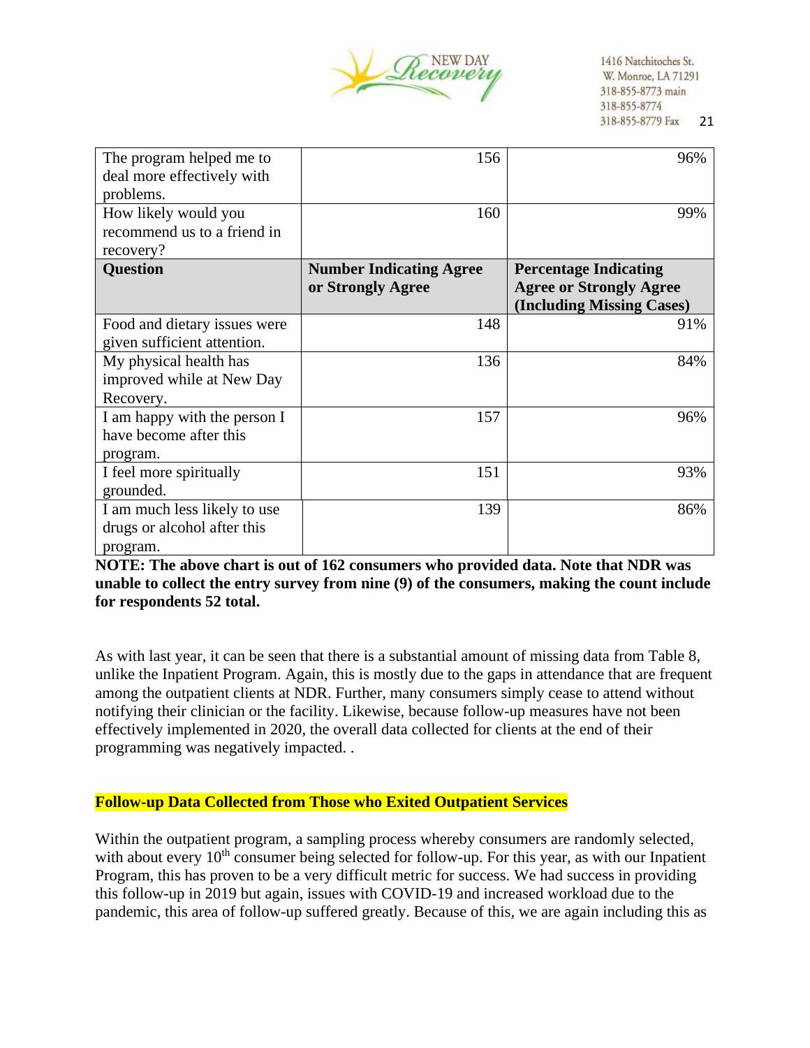| The program helped me to deal more effectively with problems. | 156 | 96% |
|---|---|---|
| How likely would you recommend us to a friend in recovery? | 160 | 99% |
| **Question** | **Number Indicating Agree or Strongly Agree** | **Percentage Indicating Agree or Strongly Agree (Including Missing Cases)** |
| Food and dietary issues were given sufficient attention. | 148 | 91% |
| My physical health has improved while at New Day Recovery. | 136 | 84% |
| I am happy with the person I have become after this program. | 157 | 96% |
| I feel more spiritually grounded. | 151 | 93% |
| I am much less likely to use drugs or alcohol after this program. | 139 | 86% |

**NOTE: The above chart is out of 162 consumers who provided data. Note that NDR was unable to collect the entry survey from nine (9) of the consumers, making the count include for respondents 52 total.**

As with last year, it can be seen that there is a substantial amount of missing data from Table 8, unlike the Inpatient Program. Again, this is mostly due to the gaps in attendance that are frequent among the outpatient clients at NDR. Further, many consumers simply cease to attend without notifying their clinician or the facility. Likewise, because follow-up measures have not been effectively implemented in 2020, the overall data collected for clients at the end of their programming was negatively impacted. .

**Follow-up Data Collected from Those who Exited Outpatient Services**

Within the outpatient program, a sampling process whereby consumers are randomly selected, with about every 10th consumer being selected for follow-up. For this year, as with our Inpatient Program, this has proven to be a very difficult metric for success. We had success in providing this follow-up in 2019 but again, issues with COVID-19 and increased workload due to the pandemic, this area of follow-up suffered greatly. Because of this, we are again including this as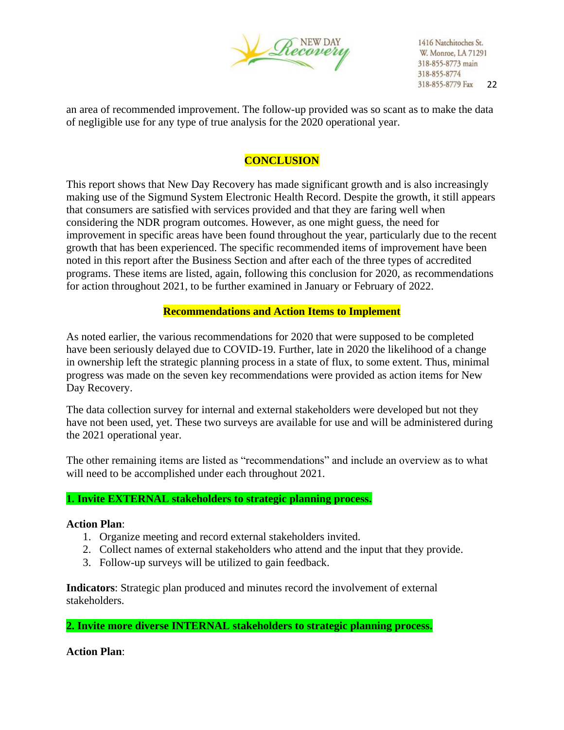an area of recommended improvement. The follow-up provided was so scant as to make the data of negligible use for any type of true analysis for the 2020 operational year.

## CONCLUSION

This report shows that New Day Recovery has made significant growth and is also increasingly making use of the Sigmund System Electronic Health Record. Despite the growth, it still appears that consumers are satisfied with services provided and that they are faring well when considering the NDR program outcomes. However, as one might guess, the need for improvement in specific areas have been found throughout the year, particularly due to the recent growth that has been experienced. The specific recommended items of improvement have been noted in this report after the Business Section and after each of the three types of accredited programs. These items are listed, again, following this conclusion for 2020, as recommendations for action throughout 2021, to be further examined in January or February of 2022.

### Recommendations and Action Items to Implement

As noted earlier, the various recommendations for 2020 that were supposed to be completed have been seriously delayed due to COVID-19. Further, late in 2020 the likelihood of a change in ownership left the strategic planning process in a state of flux, to some extent. Thus, minimal progress was made on the seven key recommendations were provided as action items for New Day Recovery.

The data collection survey for internal and external stakeholders were developed but not they have not been used, yet. These two surveys are available for use and will be administered during the 2021 operational year.

The other remaining items are listed as "recommendations" and include an overview as to what will need to be accomplished under each throughout 2021.

**1. Invite EXTERNAL stakeholders to strategic planning process.**

**Action Plan**:
1. Organize meeting and record external stakeholders invited.
2. Collect names of external stakeholders who attend and the input that they provide.
3. Follow-up surveys will be utilized to gain feedback.

**Indicators**: Strategic plan produced and minutes record the involvement of external stakeholders.

**2. Invite more diverse INTERNAL stakeholders to strategic planning process.**

**Action Plan**: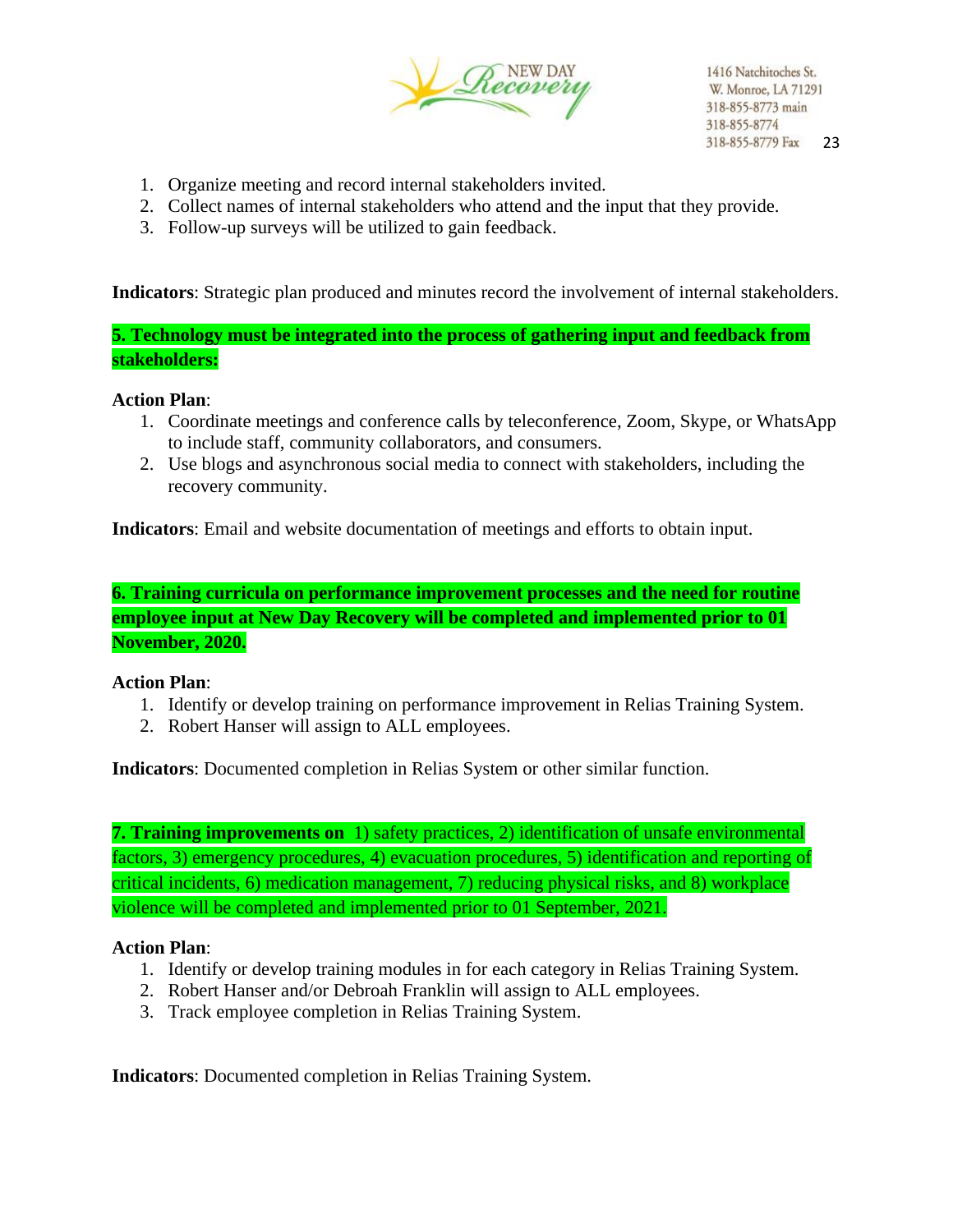1. Organize meeting and record internal stakeholders invited.
2. Collect names of internal stakeholders who attend and the input that they provide.
3. Follow-up surveys will be utilized to gain feedback.

**Indicators**: Strategic plan produced and minutes record the involvement of internal stakeholders.

**5. Technology must be integrated into the process of gathering input and feedback from stakeholders:**

**Action Plan**:

1. Coordinate meetings and conference calls by teleconference, Zoom, Skype, or WhatsApp to include staff, community collaborators, and consumers.
2. Use blogs and asynchronous social media to connect with stakeholders, including the recovery community.

**Indicators**: Email and website documentation of meetings and efforts to obtain input.

**6. Training curricula on performance improvement processes and the need for routine employee input at New Day Recovery will be completed and implemented prior to 01 November, 2020.**

**Action Plan**:

1. Identify or develop training on performance improvement in Relias Training System.
2. Robert Hanser will assign to ALL employees.

**Indicators**: Documented completion in Relias System or other similar function.

**7. Training improvements on** 1) safety practices, 2) identification of unsafe environmental factors, 3) emergency procedures, 4) evacuation procedures, 5) identification and reporting of critical incidents, 6) medication management, 7) reducing physical risks, and 8) workplace violence will be completed and implemented prior to 01 September, 2021.

**Action Plan**:

1. Identify or develop training modules in for each category in Relias Training System.
2. Robert Hanser and/or Debroah Franklin will assign to ALL employees.
3. Track employee completion in Relias Training System.

**Indicators**: Documented completion in Relias Training System.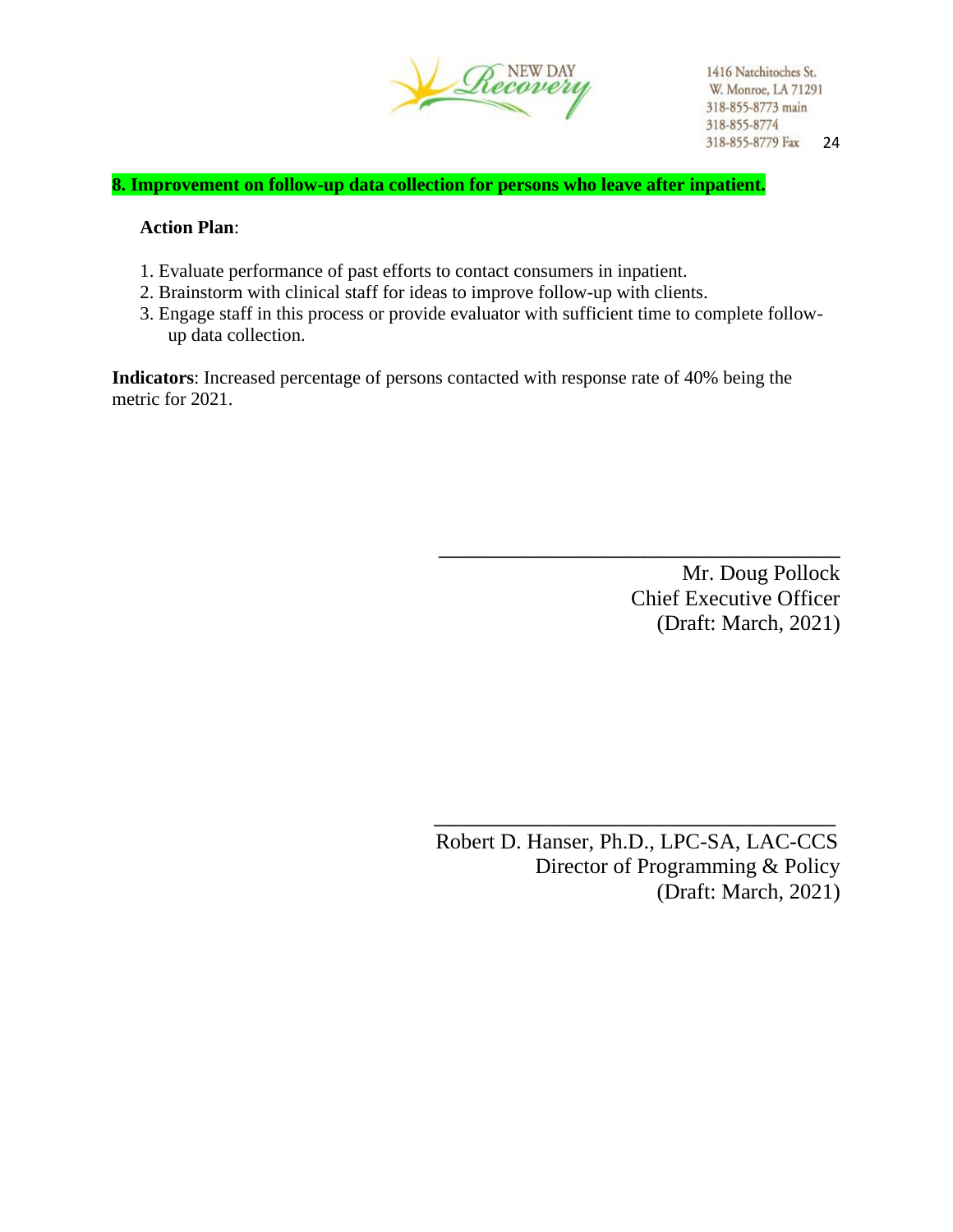**8. Improvement on follow-up data collection for persons who leave after inpatient.**

**Action Plan**:

1. Evaluate performance of past efforts to contact consumers in inpatient.
2. Brainstorm with clinical staff for ideas to improve follow-up with clients.
3. Engage staff in this process or provide evaluator with sufficient time to complete follow-up data collection.

**Indicators**: Increased percentage of persons contacted with response rate of 40% being the metric for 2021.

\_\_\_\_\_\_\_\_\_\_\_\_\_\_\_\_\_\_\_\_\_\_\_\_\_\_\_\_\_\_\_\_\_\_\_\_\_\_

Mr. Doug Pollock
Chief Executive Officer
(Draft: March, 2021)

\_\_\_\_\_\_\_\_\_\_\_\_\_\_\_\_\_\_\_\_\_\_\_\_\_\_\_\_\_\_\_\_\_\_\_\_\_\_

Robert D. Hanser, Ph.D., LPC-SA, LAC-CCS
Director of Programming & Policy
(Draft: March, 2021)